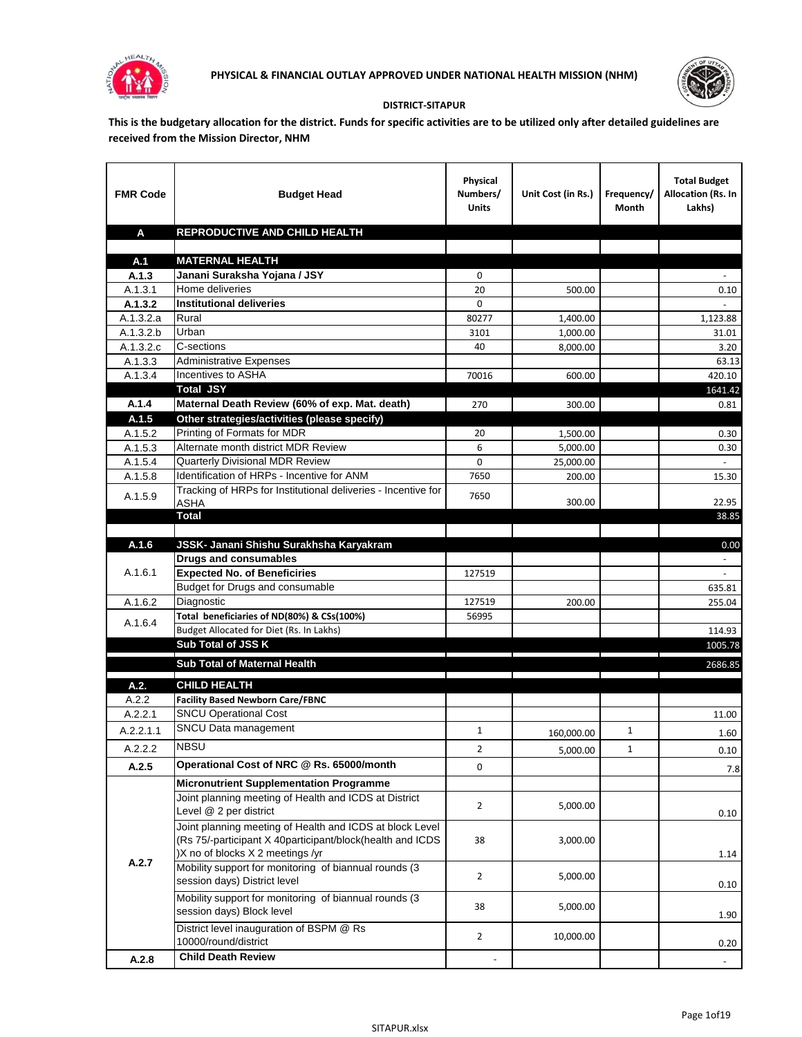**PHYSICAL & FINANCIAL OUTLAY APPROVED UNDER NATIONAL HEALTH MISSION (NHM)**

**DISTRICT-SITAPUR**

**This is the budgetary allocation for the district. Funds for specific activities are to be utilized only after detailed guidelines are received from the Mission Director, NHM**

| FMR Code | Budget Head | Physical Numbers/ Units | Unit Cost (in Rs.) | Frequency/ Month | Total Budget Allocation (Rs. In Lakhs) |
|---|---|---|---|---|---|
| **A** | **REPRODUCTIVE AND CHILD HEALTH** | | | | |
| | | | | | |
| **A.1** | **MATERNAL HEALTH** | | | | |
| **A.1.3** | **Janani Suraksha Yojana / JSY** | 0 | | | - |
| A.1.3.1 | Home deliveries | 20 | 500.00 | | 0.10 |
| **A.1.3.2** | **Institutional deliveries** | 0 | | | - |
| A.1.3.2.a | Rural | 80277 | 1,400.00 | | 1,123.88 |
| A.1.3.2.b | Urban | 3101 | 1,000.00 | | 31.01 |
| A.1.3.2.c | C-sections | 40 | 8,000.00 | | 3.20 |
| A.1.3.3 | Administrative Expenses | | | | 63.13 |
| A.1.3.4 | Incentives to ASHA | 70016 | 600.00 | | 420.10 |
| | **Total JSY** | | | | 1641.42 |
| **A.1.4** | **Maternal Death Review (60% of exp. Mat. death)** | 270 | 300.00 | | 0.81 |
| **A.1.5** | **Other strategies/activities (please specify)** | | | | |
| A.1.5.2 | Printing of Formats for MDR | 20 | 1,500.00 | | 0.30 |
| A.1.5.3 | Alternate month district MDR Review | 6 | 5,000.00 | | 0.30 |
| A.1.5.4 | Quarterly Divisional MDR Review | 0 | 25,000.00 | | - |
| A.1.5.8 | Identification of HRPs - Incentive for ANM | 7650 | 200.00 | | 15.30 |
| A.1.5.9 | Tracking of HRPs for Institutional deliveries - Incentive for ASHA | 7650 | 300.00 | | 22.95 |
| | **Total** | | | | 38.85 |
| | | | | | |
| **A.1.6** | **JSSK- Janani Shishu Surakhsha Karyakram** | | | | 0.00 |
| A.1.6.1 | **Drugs and consumables** | | | | - |
| | **Expected No. of Beneficiries** | 127519 | | | - |
| | Budget for Drugs and consumable | | | | 635.81 |
| A.1.6.2 | Diagnostic | 127519 | 200.00 | | 255.04 |
| A.1.6.4 | Total beneficiaries of ND(80%) & CSs(100%) | 56995 | | | |
| | Budget Allocated for Diet (Rs. In Lakhs) | | | | 114.93 |
| | **Sub Total of JSS K** | | | | 1005.78 |
| | **Sub Total of Maternal Health** | | | | 2686.85 |
| **A.2.** | **CHILD HEALTH** | | | | |
| A.2.2 | **Facility Based Newborn Care/FBNC** | | | | |
| A.2.2.1 | SNCU Operational Cost | | | | 11.00 |
| A.2.2.1.1 | SNCU Data management | 1 | 160,000.00 | 1 | 1.60 |
| A.2.2.2 | NBSU | 2 | 5,000.00 | 1 | 0.10 |
| **A.2.5** | **Operational Cost of NRC @ Rs. 65000/month** | 0 | | | 7.8 |
| A.2.7 | **Micronutrient Supplementation Programme** | | | | |
| | Joint planning meeting of Health and ICDS at District Level @ 2 per district | 2 | 5,000.00 | | 0.10 |
| | Joint planning meeting of Health and ICDS at block Level (Rs 75/-participant X 40participant/block(health and ICDS )X no of blocks X 2 meetings /yr | 38 | 3,000.00 | | 1.14 |
| | Mobility support for monitoring of biannual rounds (3 session days) District level | 2 | 5,000.00 | | 0.10 |
| | Mobility support for monitoring of biannual rounds (3 session days) Block level | 38 | 5,000.00 | | 1.90 |
| | District level inauguration of BSPM @ Rs 10000/round/district | 2 | 10,000.00 | | 0.20 |
| **A.2.8** | **Child Death Review** | - | | | - |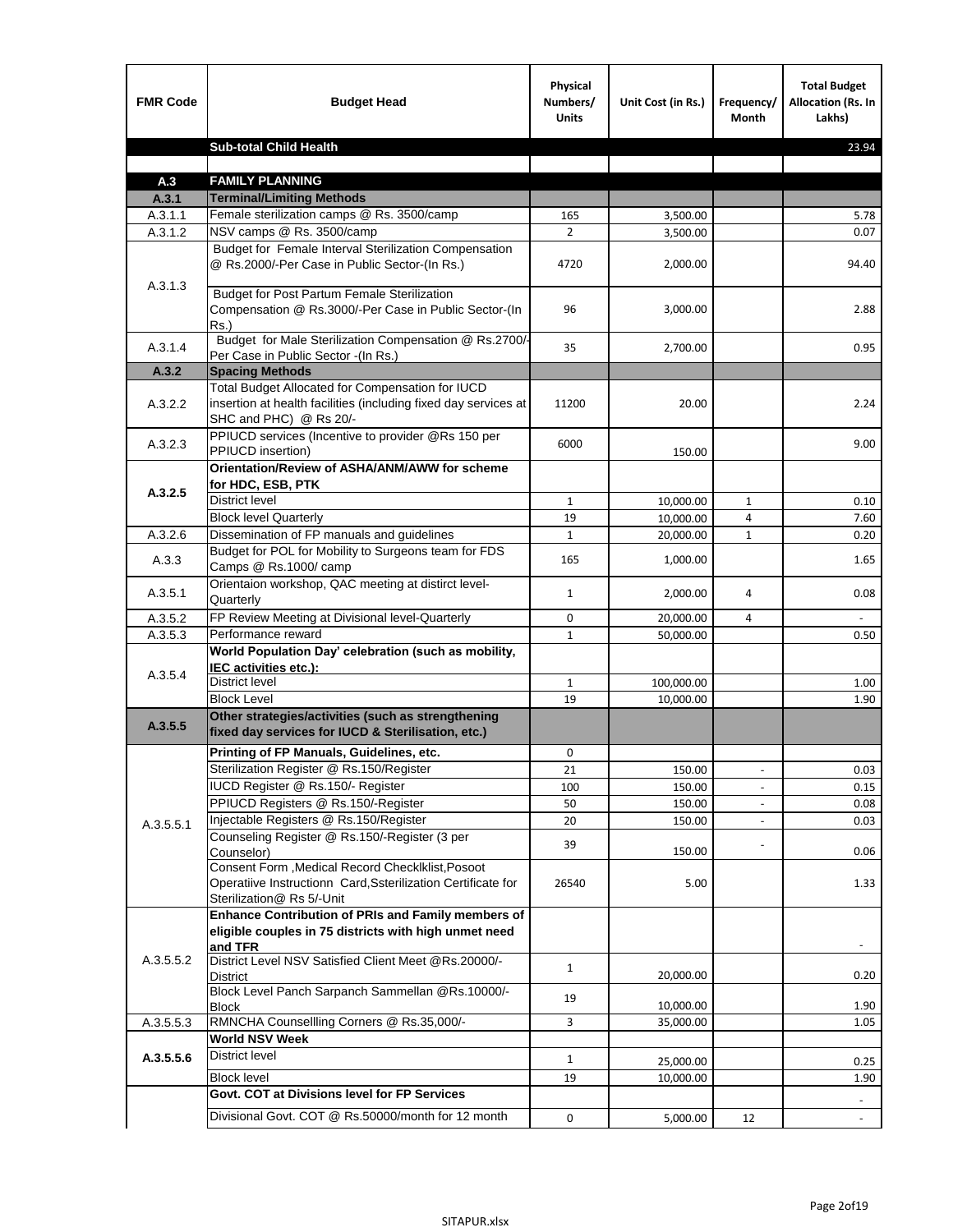| FMR Code | Budget Head | Physical Numbers/ Units | Unit Cost (in Rs.) | Frequency/ Month | Total Budget Allocation (Rs. In Lakhs) |
|---|---|---|---|---|---|
| | **Sub-total Child Health** | | | | 23.94 |
| | | | | | |
| **A.3** | **FAMILY PLANNING** | | | | |
| **A.3.1** | **Terminal/Limiting Methods** | | | | |
| A.3.1.1 | Female sterilization camps @ Rs. 3500/camp | 165 | 3,500.00 | | 5.78 |
| A.3.1.2 | NSV camps @ Rs. 3500/camp | 2 | 3,500.00 | | 0.07 |
| A.3.1.3 | Budget for Female Interval Sterilization Compensation @ Rs.2000/-Per Case in Public Sector-(In Rs.) | 4720 | 2,000.00 | | 94.40 |
| | Budget for Post Partum Female Sterilization Compensation @ Rs.3000/-Per Case in Public Sector-(In Rs.) | 96 | 3,000.00 | | 2.88 |
| A.3.1.4 | Budget for Male Sterilization Compensation @ Rs.2700/-Per Case in Public Sector -(In Rs.) | 35 | 2,700.00 | | 0.95 |
| **A.3.2** | **Spacing Methods** | | | | |
| A.3.2.2 | Total Budget Allocated for Compensation for IUCD insertion at health facilities (including fixed day services at SHC and PHC) @ Rs 20/- | 11200 | 20.00 | | 2.24 |
| A.3.2.3 | PPIUCD services (Incentive to provider @Rs 150 per PPIUCD insertion) | 6000 | 150.00 | | 9.00 |
| **A.3.2.5** | **Orientation/Review of ASHA/ANM/AWW for scheme for HDC, ESB, PTK** | | | | |
| | District level | 1 | 10,000.00 | 1 | 0.10 |
| | Block level Quarterly | 19 | 10,000.00 | 4 | 7.60 |
| A.3.2.6 | Dissemination of FP manuals and guidelines | 1 | 20,000.00 | 1 | 0.20 |
| A.3.3 | Budget for POL for Mobility to Surgeons team for FDS Camps @ Rs.1000/ camp | 165 | 1,000.00 | | 1.65 |
| A.3.5.1 | Orientaion workshop, QAC meeting at distirct level-Quarterly | 1 | 2,000.00 | 4 | 0.08 |
| A.3.5.2 | FP Review Meeting at Divisional level-Quarterly | 0 | 20,000.00 | 4 | - |
| A.3.5.3 | Performance reward | 1 | 50,000.00 | | 0.50 |
| A.3.5.4 | **World Population Day' celebration (such as mobility, IEC activities etc.):** | | | | |
| | District level | 1 | 100,000.00 | | 1.00 |
| | Block Level | 19 | 10,000.00 | | 1.90 |
| **A.3.5.5** | **Other strategies/activities (such as strengthening fixed day services for IUCD & Sterilisation, etc.)** | | | | |
| A.3.5.5.1 | **Printing of FP Manuals, Guidelines, etc.** | 0 | | | |
| | Sterilization Register @ Rs.150/Register | 21 | 150.00 | - | 0.03 |
| | IUCD Register @ Rs.150/- Register | 100 | 150.00 | - | 0.15 |
| | PPIUCD Registers @ Rs.150/-Register | 50 | 150.00 | - | 0.08 |
| | Injectable Registers @ Rs.150/Register | 20 | 150.00 | - | 0.03 |
| | Counseling Register @ Rs.150/-Register (3 per Counselor) | 39 | 150.00 | - | 0.06 |
| | Consent Form ,Medical Record Checklklist,Posoot Operatiive Instructionn Card,Ssterilization Certificate for Sterilization@ Rs 5/-Unit | 26540 | 5.00 | | 1.33 |
| A.3.5.5.2 | **Enhance Contribution of PRIs and Family members of eligible couples in 75 districts with high unmet need and TFR** | | | | - |
| | District Level NSV Satisfied Client Meet @Rs.20000/-District | 1 | 20,000.00 | | 0.20 |
| | Block Level Panch Sarpanch Sammellan @Rs.10000/-Block | 19 | 10,000.00 | | 1.90 |
| A.3.5.5.3 | RMNCHA Counsellling Corners @ Rs.35,000/- | 3 | 35,000.00 | | 1.05 |
| **A.3.5.5.6** | **World NSV Week** | | | | |
| | District level | 1 | 25,000.00 | | 0.25 |
| | Block level | 19 | 10,000.00 | | 1.90 |
| | **Govt. COT at Divisions level for FP Services** | | | | - |
| | Divisional Govt. COT @ Rs.50000/month for 12 month | 0 | 5,000.00 | 12 | - |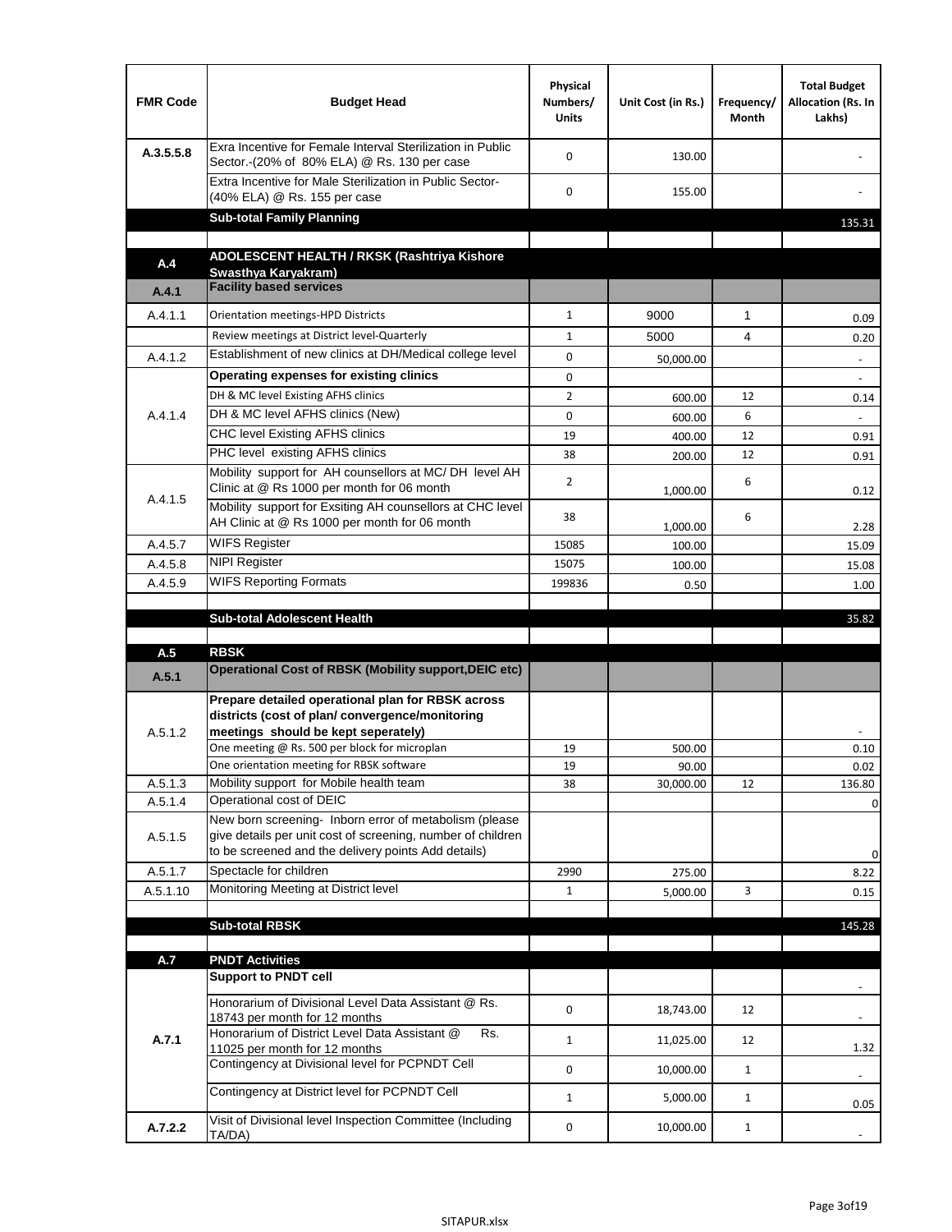| FMR Code | Budget Head | Physical Numbers/ Units | Unit Cost (in Rs.) | Frequency/ Month | Total Budget Allocation (Rs. In Lakhs) |
|---|---|---|---|---|---|
| A.3.5.5.8 | Exra Incentive for Female Interval Sterilization in Public Sector.-(20% of 80% ELA) @ Rs. 130 per case | 0 | 130.00 | | - |
| | Extra Incentive for Male Sterilization in Public Sector-(40% ELA) @ Rs. 155 per case | 0 | 155.00 | | - |
| | **Sub-total Family Planning** | | | | 135.31 |
| | | | | | |
| **A.4** | **ADOLESCENT HEALTH / RKSK (Rashtriya Kishore Swasthya Karyakram)** | | | | |
| **A.4.1** | **Facility based services** | | | | |
| A.4.1.1 | Orientation meetings-HPD Districts | 1 | 9000 | 1 | 0.09 |
| | Review meetings at District level-Quarterly | 1 | 5000 | 4 | 0.20 |
| A.4.1.2 | Establishment of new clinics at DH/Medical college level | 0 | 50,000.00 | | - |
| A.4.1.4 | **Operating expenses for existing clinics** | 0 | | | - |
| | DH & MC level Existing AFHS clinics | 2 | 600.00 | 12 | 0.14 |
| | DH & MC level AFHS clinics (New) | 0 | 600.00 | 6 | - |
| | CHC level Existing AFHS clinics | 19 | 400.00 | 12 | 0.91 |
| | PHC level existing AFHS clinics | 38 | 200.00 | 12 | 0.91 |
| A.4.1.5 | Mobility support for AH counsellors at MC/ DH level AH Clinic at @ Rs 1000 per month for 06 month | 2 | 1,000.00 | 6 | 0.12 |
| | Mobility support for Exsiting AH counsellors at CHC level AH Clinic at @ Rs 1000 per month for 06 month | 38 | 1,000.00 | 6 | 2.28 |
| A.4.5.7 | WIFS Register | 15085 | 100.00 | | 15.09 |
| A.4.5.8 | NIPI Register | 15075 | 100.00 | | 15.08 |
| A.4.5.9 | WIFS Reporting Formats | 199836 | 0.50 | | 1.00 |
| | | | | | |
| | **Sub-total Adolescent Health** | | | | 35.82 |
| | | | | | |
| **A.5** | **RBSK** | | | | |
| **A.5.1** | **Operational Cost of RBSK (Mobility support,DEIC etc)** | | | | |
| A.5.1.2 | **Prepare detailed operational plan for RBSK across districts (cost of plan/ convergence/monitoring meetings should be kept seperately)** | | | | - |
| | One meeting @ Rs. 500 per block for microplan | 19 | 500.00 | | 0.10 |
| | One orientation meeting for RBSK software | 19 | 90.00 | | 0.02 |
| A.5.1.3 | Mobility support for Mobile health team | 38 | 30,000.00 | 12 | 136.80 |
| A.5.1.4 | Operational cost of DEIC | | | | 0 |
| A.5.1.5 | New born screening- Inborn error of metabolism (please give details per unit cost of screening, number of children to be screened and the delivery points Add details) | | | | 0 |
| A.5.1.7 | Spectacle for children | 2990 | 275.00 | | 8.22 |
| A.5.1.10 | Monitoring Meeting at District level | 1 | 5,000.00 | 3 | 0.15 |
| | | | | | |
| | **Sub-total RBSK** | | | | 145.28 |
| | | | | | |
| **A.7** | **PNDT Activities** | | | | |
| **A.7.1** | **Support to PNDT cell** | | | | - |
| | Honorarium of Divisional Level Data Assistant @ Rs. 18743 per month for 12 months | 0 | 18,743.00 | 12 | - |
| | Honorarium of District Level Data Assistant @ Rs. 11025 per month for 12 months | 1 | 11,025.00 | 12 | 1.32 |
| | Contingency at Divisional level for PCPNDT Cell | 0 | 10,000.00 | 1 | - |
| | Contingency at District level for PCPNDT Cell | 1 | 5,000.00 | 1 | 0.05 |
| **A.7.2.2** | Visit of Divisional level Inspection Committee (Including TA/DA) | 0 | 10,000.00 | 1 | - |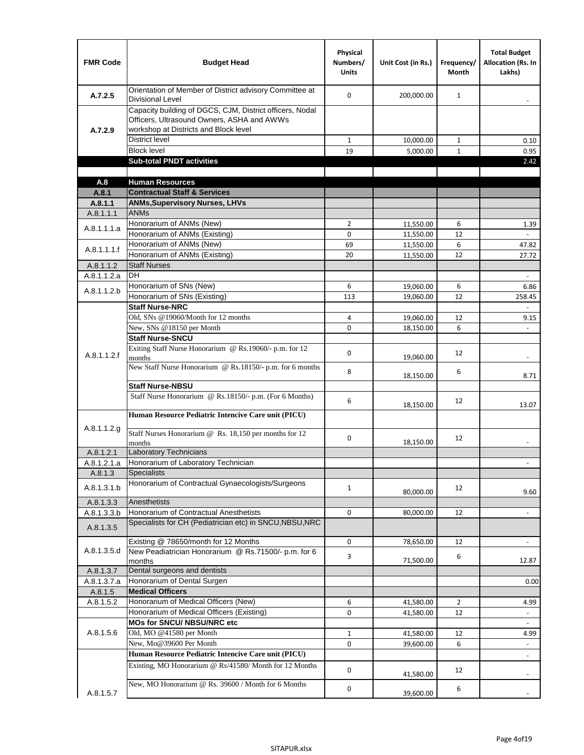| FMR Code | Budget Head | Physical Numbers/ Units | Unit Cost (in Rs.) | Frequency/ Month | Total Budget Allocation (Rs. In Lakhs) |
|---|---|---|---|---|---|
| A.7.2.5 | Orientation of Member of District advisory Committee at Divisional Level | 0 | 200,000.00 | 1 | - |
| A.7.2.9 | Capacity building of DGCS, CJM, District officers, Nodal Officers, Ultrasound Owners, ASHA and AWWs workshop at Districts and Block level | | | | |
| | District level | 1 | 10,000.00 | 1 | 0.10 |
| | Block level | 19 | 5,000.00 | 1 | 0.95 |
| | **Sub-total PNDT activities** | | | | 2.42 |
| | | | | | |
| **A.8** | **Human Resources** | | | | |
| **A.8.1** | **Contractual Staff & Services** | | | | |
| **A.8.1.1** | **ANMs,Supervisory Nurses, LHVs** | | | | |
| A.8.1.1.1 | ANMs | | | | |
| A.8.1.1.1.a | Honorarium of ANMs (New) | 2 | 11,550.00 | 6 | 1.39 |
| | Honorarium of ANMs (Existing) | 0 | 11,550.00 | 12 | - |
| A.8.1.1.1.f | Honorarium of ANMs (New) | 69 | 11,550.00 | 6 | 47.82 |
| | Honorarium of ANMs (Existing) | 20 | 11,550.00 | 12 | 27.72 |
| A.8.1.1.2 | Staff Nurses | | | | |
| A.8.1.1.2.a | DH | | | | - |
| A.8.1.1.2.b | Honorarium of SNs (New) | 6 | 19,060.00 | 6 | 6.86 |
| | Honorarium of SNs (Existing) | 113 | 19,060.00 | 12 | 258.45 |
| A.8.1.1.2.f | **Staff Nurse-NRC** | | | | - |
| | Old, SNs @19060/Month for 12 months | 4 | 19,060.00 | 12 | 9.15 |
| | New, SNs @18150 per Month | 0 | 18,150.00 | 6 | - |
| | **Staff Nurse-SNCU** | | | | |
| | Exiting Staff Nurse Honorarium @ Rs.19060/- p.m. for 12 months | 0 | 19,060.00 | 12 | - |
| | New Staff Nurse Honorarium @ Rs.18150/- p.m. for 6 months | 8 | 18,150.00 | 6 | 8.71 |
| | **Staff Nurse-NBSU** | | | | |
| | Staff Nurse Honorarium @ Rs.18150/- p.m. (For 6 Months) | 6 | 18,150.00 | 12 | 13.07 |
| A.8.1.1.2.g | **Human Resource Pediatric Intencive Care unit (PICU)** | | | | |
| | Staff Nurses Honorarium @ Rs. 18,150 per months for 12 months | 0 | 18,150.00 | 12 | - |
| A.8.1.2.1 | Laboratory Technicians | | | | |
| A.8.1.2.1.a | Honorarium of Laboratory Technician | | | | - |
| A.8.1.3 | Specialists | | | | |
| A.8.1.3.1.b | Honorarium of Contractual Gynaecologists/Surgeons | 1 | 80,000.00 | 12 | 9.60 |
| A.8.1.3.3 | Anesthetists | | | | |
| A.8.1.3.3.b | Honorarium of Contractual Anesthetists | 0 | 80,000.00 | 12 | - |
| A.8.1.3.5 | Specialists for CH (Pediatrician etc) in SNCU,NBSU,NRC | | | | |
| A.8.1.3.5.d | Existing @ 78650/month for 12 Months | 0 | 78,650.00 | 12 | - |
| | New Peadiatrician Honorarium @ Rs.71500/- p.m. for 6 months | 3 | 71,500.00 | 6 | 12.87 |
| A.8.1.3.7 | Dental surgeons and dentists | | | | |
| A.8.1.3.7.a | Honorarium of Dental Surgen | | | | 0.00 |
| A.8.1.5 | **Medical Officers** | | | | |
| A.8.1.5.2 | Honorarium of Medical Officers (New) | 6 | 41,580.00 | 2 | 4.99 |
| | Honorarium of Medical Officers (Existing) | 0 | 41,580.00 | 12 | - |
| A.8.1.5.6 | **MOs for SNCU/ NBSU/NRC etc** | | | | - |
| | Old, MO @41580 per Month | 1 | 41,580.00 | 12 | 4.99 |
| | New, Mo@39600 Per Month | 0 | 39,600.00 | 6 | - |
| A.8.1.5.7 | **Human Resource Pediatric Intencive Care unit (PICU)** | | | | - |
| | Existing, MO Honorarium @ Rs/41580/ Month for 12 Months | 0 | 41,580.00 | 12 | - |
| | New, MO Honorarium @ Rs. 39600 / Month for 6 Months | 0 | 39,600.00 | 6 | - |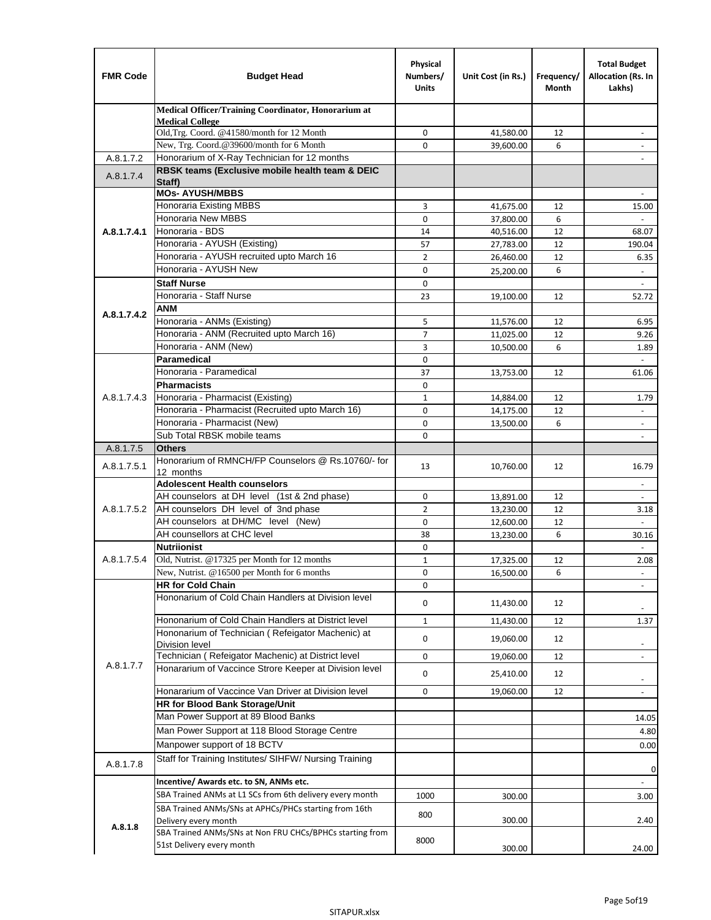| FMR Code | Budget Head | Physical Numbers/ Units | Unit Cost (in Rs.) | Frequency/ Month | Total Budget Allocation (Rs. In Lakhs) |
|---|---|---|---|---|---|
| | **Medical Officer/Training Coordinator, Honorarium at Medical College** | | | | |
| | Old,Trg. Coord. @41580/month for 12 Month | 0 | 41,580.00 | 12 | - |
| | New, Trg. Coord.@39600/month for 6 Month | 0 | 39,600.00 | 6 | - |
| A.8.1.7.2 | Honorarium of X-Ray Technician for 12 months | | | | - |
| A.8.1.7.4 | **RBSK teams (Exclusive mobile health team & DEIC Staff)** | | | | |
| | **MOs- AYUSH/MBBS** | | | | - |
| A.8.1.7.4.1 | Honoraria Existing MBBS | 3 | 41,675.00 | 12 | 15.00 |
| | Honoraria New MBBS | 0 | 37,800.00 | 6 | - |
| | Honoraria - BDS | 14 | 40,516.00 | 12 | 68.07 |
| | Honoraria - AYUSH (Existing) | 57 | 27,783.00 | 12 | 190.04 |
| | Honoraria - AYUSH recruited upto March 16 | 2 | 26,460.00 | 12 | 6.35 |
| | Honoraria - AYUSH New | 0 | 25,200.00 | 6 | - |
| A.8.1.7.4.2 | **Staff Nurse** | 0 | | | - |
| | Honoraria - Staff Nurse | 23 | 19,100.00 | 12 | 52.72 |
| | **ANM** | | | | |
| | Honoraria - ANMs (Existing) | 5 | 11,576.00 | 12 | 6.95 |
| | Honoraria - ANM (Recruited upto March 16) | 7 | 11,025.00 | 12 | 9.26 |
| | Honoraria - ANM (New) | 3 | 10,500.00 | 6 | 1.89 |
| A.8.1.7.4.3 | **Paramedical** | 0 | | | - |
| | Honoraria - Paramedical | 37 | 13,753.00 | 12 | 61.06 |
| | **Pharmacists** | 0 | | | |
| | Honoraria - Pharmacist (Existing) | 1 | 14,884.00 | 12 | 1.79 |
| | Honoraria - Pharmacist (Recruited upto March 16) | 0 | 14,175.00 | 12 | - |
| | Honoraria - Pharmacist (New) | 0 | 13,500.00 | 6 | - |
| | Sub Total RBSK mobile teams | 0 | | | - |
| A.8.1.7.5 | **Others** | | | | |
| A.8.1.7.5.1 | Honorarium of RMNCH/FP Counselors @ Rs.10760/- for 12 months | 13 | 10,760.00 | 12 | 16.79 |
| A.8.1.7.5.2 | **Adolescent Health counselors** | | | | - |
| | AH counselors at DH level (1st & 2nd phase) | 0 | 13,891.00 | 12 | - |
| | AH counselors DH level of 3nd phase | 2 | 13,230.00 | 12 | 3.18 |
| | AH counselors at DH/MC level (New) | 0 | 12,600.00 | 12 | - |
| | AH counsellors at CHC level | 38 | 13,230.00 | 6 | 30.16 |
| A.8.1.7.5.4 | **Nutriionist** | 0 | | | - |
| | Old, Nutrist. @17325 per Month for 12 months | 1 | 17,325.00 | 12 | 2.08 |
| | New, Nutrist. @16500 per Month for 6 months | 0 | 16,500.00 | 6 | - |
| A.8.1.7.7 | **HR for Cold Chain** | 0 | | | - |
| | Hononarium of Cold Chain Handlers at Division level | 0 | 11,430.00 | 12 | - |
| | Hononarium of Cold Chain Handlers at District level | 1 | 11,430.00 | 12 | 1.37 |
| | Hononarium of Technician ( Refeigator Machenic) at Division level | 0 | 19,060.00 | 12 | - |
| | Technician ( Refeigator Machenic) at District level | 0 | 19,060.00 | 12 | - |
| | Honararium of Vaccince Strore Keeper at Division level | 0 | 25,410.00 | 12 | - |
| | Honararium of Vaccince Van Driver at Division level | 0 | 19,060.00 | 12 | - |
| | **HR for Blood Bank Storage/Unit** | | | | |
| | Man Power Support at 89 Blood Banks | | | | 14.05 |
| | Man Power Support at 118 Blood Storage Centre | | | | 4.80 |
| | Manpower support of 18 BCTV | | | | 0.00 |
| A.8.1.7.8 | Staff for Training Institutes/ SIHFW/ Nursing Training | | | | 0 |
| A.8.1.8 | **Incentive/ Awards etc. to SN, ANMs etc.** | | | | - |
| | SBA Trained ANMs at L1 SCs from 6th delivery every month | 1000 | 300.00 | | 3.00 |
| | SBA Trained ANMs/SNs at APHCs/PHCs starting from 16th Delivery every month | 800 | 300.00 | | 2.40 |
| | SBA Trained ANMs/SNs at Non FRU CHCs/BPHCs starting from 51st Delivery every month | 8000 | 300.00 | | 24.00 |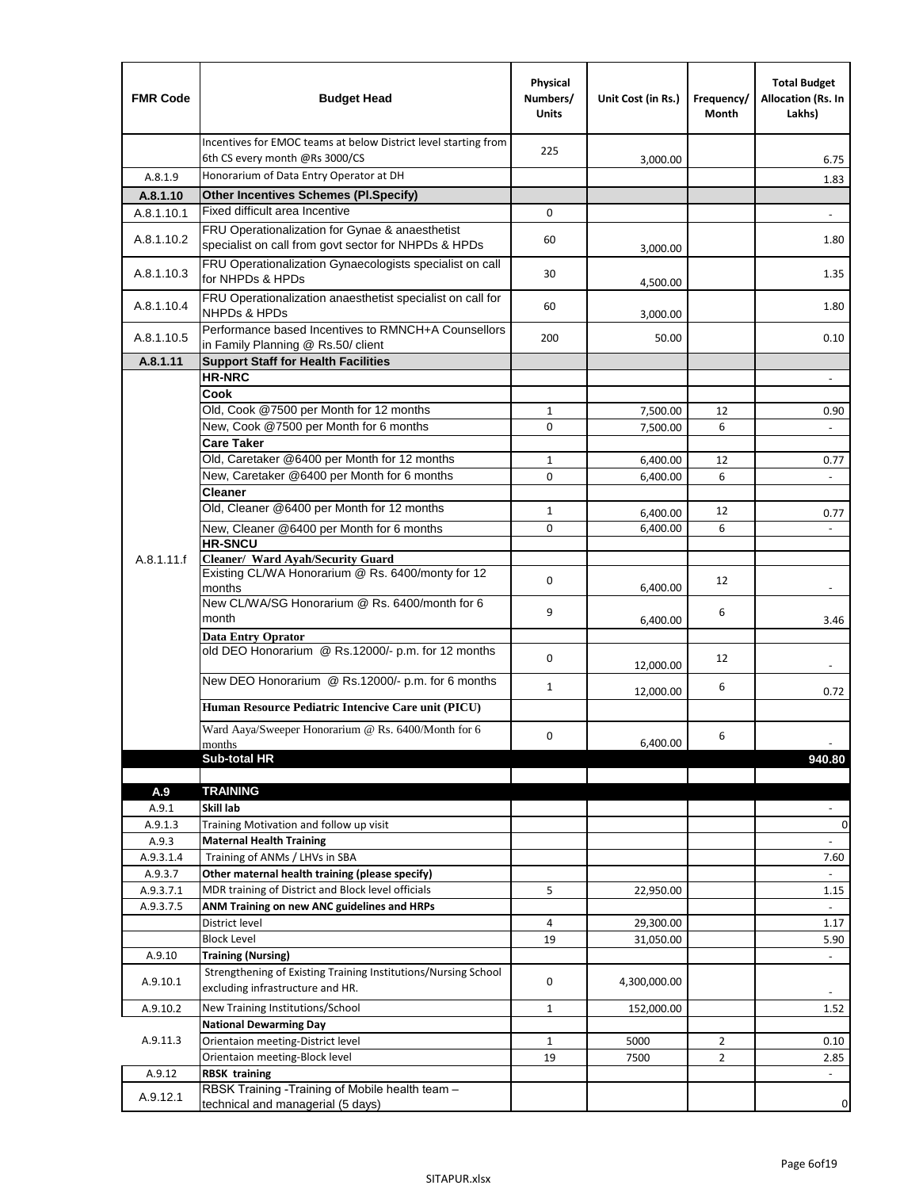| FMR Code | Budget Head | Physical Numbers/ Units | Unit Cost (in Rs.) | Frequency/ Month | Total Budget Allocation (Rs. In Lakhs) |
|---|---|---|---|---|---|
| | Incentives for EMOC teams at below District level starting from 6th CS every month @Rs 3000/CS | 225 | 3,000.00 | | 6.75 |
| A.8.1.9 | Honorarium of Data Entry Operator at DH | | | | 1.83 |
| **A.8.1.10** | **Other Incentives Schemes (Pl.Specify)** | | | | |
| A.8.1.10.1 | Fixed difficult area Incentive | 0 | | | - |
| A.8.1.10.2 | FRU Operationalization for Gynae & anaesthetist specialist on call from govt sector for NHPDs & HPDs | 60 | 3,000.00 | | 1.80 |
| A.8.1.10.3 | FRU Operationalization Gynaecologists specialist on call for NHPDs & HPDs | 30 | 4,500.00 | | 1.35 |
| A.8.1.10.4 | FRU Operationalization anaesthetist specialist on call for NHPDs & HPDs | 60 | 3,000.00 | | 1.80 |
| A.8.1.10.5 | Performance based Incentives to RMNCH+A Counsellors in Family Planning @ Rs.50/ client | 200 | 50.00 | | 0.10 |
| **A.8.1.11** | **Support Staff for Health Facilities** | | | | |
| A.8.1.11.f | **HR-NRC** | | | | - |
| | **Cook** | | | | |
| | Old, Cook @7500 per Month for 12 months | 1 | 7,500.00 | 12 | 0.90 |
| | New, Cook @7500 per Month for 6 months | 0 | 7,500.00 | 6 | - |
| | **Care Taker** | | | | |
| | Old, Caretaker @6400 per Month for 12 months | 1 | 6,400.00 | 12 | 0.77 |
| | New, Caretaker @6400 per Month for 6 months | 0 | 6,400.00 | 6 | - |
| | **Cleaner** | | | | |
| | Old, Cleaner @6400 per Month for 12 months | 1 | 6,400.00 | 12 | 0.77 |
| | New, Cleaner @6400 per Month for 6 months | 0 | 6,400.00 | 6 | - |
| | **HR-SNCU** | | | | |
| | **Cleaner/ Ward Ayah/Security Guard** | | | | |
| | Existing CL/WA Honorarium @ Rs. 6400/monty for 12 months | 0 | 6,400.00 | 12 | - |
| | New CL/WA/SG Honorarium @ Rs. 6400/month for 6 month | 9 | 6,400.00 | 6 | 3.46 |
| | **Data Entry Oprator** | | | | |
| | old DEO Honorarium @ Rs.12000/- p.m. for 12 months | 0 | 12,000.00 | 12 | - |
| | New DEO Honorarium @ Rs.12000/- p.m. for 6 months | 1 | 12,000.00 | 6 | 0.72 |
| | **Human Resource Pediatric Intencive Care unit (PICU)** | | | | |
| | Ward Aaya/Sweeper Honorarium @ Rs. 6400/Month for 6 months | 0 | 6,400.00 | 6 | - |
| | **Sub-total HR** | | | | **940.80** |
| | | | | | |
| **A.9** | **TRAINING** | | | | |
| A.9.1 | **Skill lab** | | | | - |
| A.9.1.3 | Training Motivation and follow up visit | | | | 0 |
| A.9.3 | **Maternal Health Training** | | | | - |
| A.9.3.1.4 | Training of ANMs / LHVs in SBA | | | | 7.60 |
| A.9.3.7 | **Other maternal health training (please specify)** | | | | - |
| A.9.3.7.1 | MDR training of District and Block level officials | 5 | 22,950.00 | | 1.15 |
| A.9.3.7.5 | **ANM Training on new ANC guidelines and HRPs** | | | | - |
| | District level | 4 | 29,300.00 | | 1.17 |
| | Block Level | 19 | 31,050.00 | | 5.90 |
| A.9.10 | **Training (Nursing)** | | | | - |
| A.9.10.1 | Strengthening of Existing Training Institutions/Nursing School excluding infrastructure and HR. | 0 | 4,300,000.00 | | - |
| A.9.10.2 | New Training Institutions/School | 1 | 152,000.00 | | 1.52 |
| A.9.11.3 | **National Dewarming Day** | | | | |
| | Orientaion meeting-District level | 1 | 5000 | 2 | 0.10 |
| | Orientaion meeting-Block level | 19 | 7500 | 2 | 2.85 |
| A.9.12 | **RBSK training** | | | | - |
| A.9.12.1 | RBSK Training -Training of Mobile health team – technical and managerial (5 days) | | | | 0 |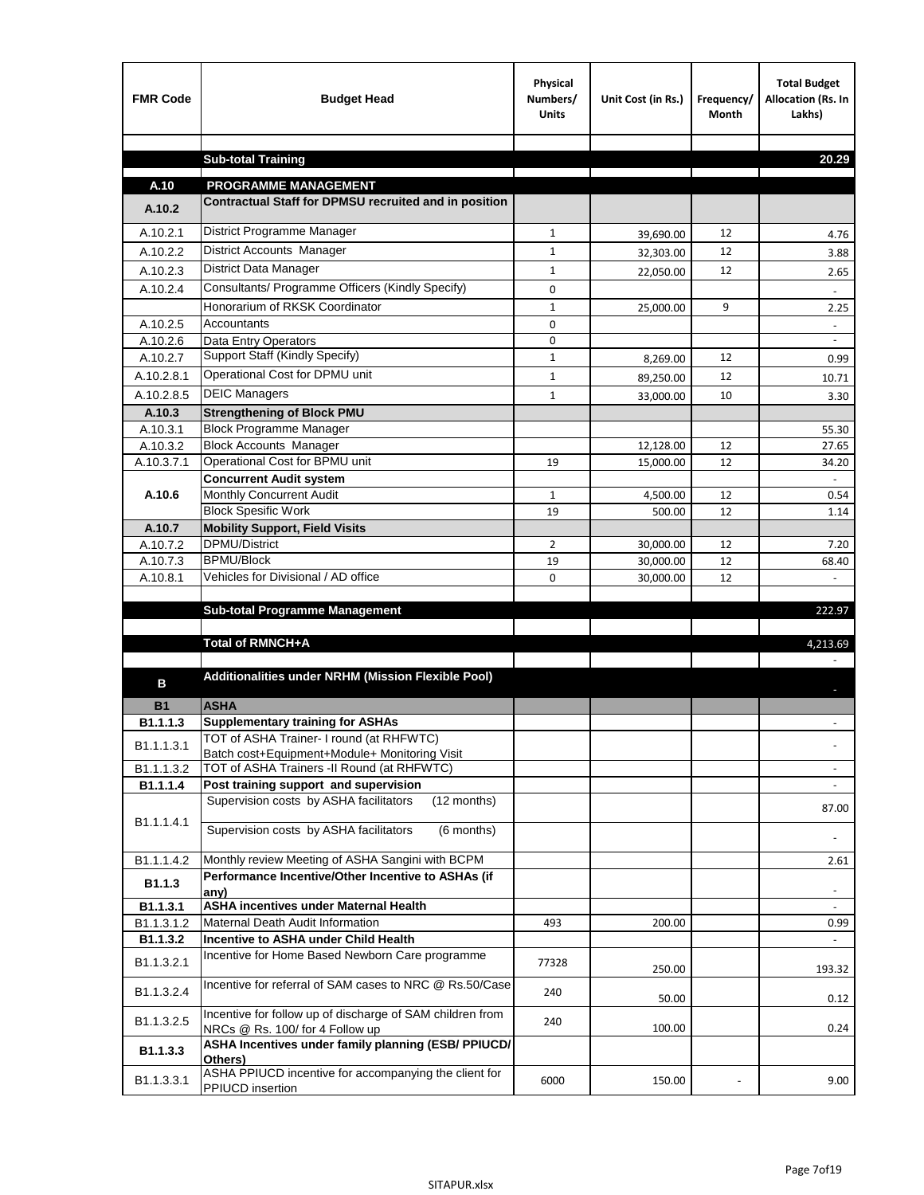| FMR Code | Budget Head | Physical Numbers/ Units | Unit Cost (in Rs.) | Frequency/ Month | Total Budget Allocation (Rs. In Lakhs) |
|---|---|---|---|---|---|
| | | | | | |
| | **Sub-total Training** | | | | **20.29** |
| | | | | | |
| **A.10** | **PROGRAMME MANAGEMENT** | | | | |
| **A.10.2** | **Contractual Staff for DPMSU recruited and in position** | | | | |
| A.10.2.1 | District Programme Manager | 1 | 39,690.00 | 12 | 4.76 |
| A.10.2.2 | District Accounts Manager | 1 | 32,303.00 | 12 | 3.88 |
| A.10.2.3 | District Data Manager | 1 | 22,050.00 | 12 | 2.65 |
| A.10.2.4 | Consultants/ Programme Officers (Kindly Specify) | 0 | | | - |
| | Honorarium of RKSK Coordinator | 1 | 25,000.00 | 9 | 2.25 |
| A.10.2.5 | Accountants | 0 | | | - |
| A.10.2.6 | Data Entry Operators | 0 | | | - |
| A.10.2.7 | Support Staff (Kindly Specify) | 1 | 8,269.00 | 12 | 0.99 |
| A.10.2.8.1 | Operational Cost for DPMU unit | 1 | 89,250.00 | 12 | 10.71 |
| A.10.2.8.5 | DEIC Managers | 1 | 33,000.00 | 10 | 3.30 |
| **A.10.3** | **Strengthening of Block PMU** | | | | |
| A.10.3.1 | Block Programme Manager | | | | 55.30 |
| A.10.3.2 | Block Accounts Manager | | 12,128.00 | 12 | 27.65 |
| A.10.3.7.1 | Operational Cost for BPMU unit | 19 | 15,000.00 | 12 | 34.20 |
| **A.10.6** | **Concurrent Audit system** | | | | - |
| | Monthly Concurrent Audit | 1 | 4,500.00 | 12 | 0.54 |
| | Block Spesific Work | 19 | 500.00 | 12 | 1.14 |
| **A.10.7** | **Mobility Support, Field Visits** | | | | |
| A.10.7.2 | DPMU/District | 2 | 30,000.00 | 12 | 7.20 |
| A.10.7.3 | BPMU/Block | 19 | 30,000.00 | 12 | 68.40 |
| A.10.8.1 | Vehicles for Divisional / AD office | 0 | 30,000.00 | 12 | - |
| | | | | | |
| | **Sub-total Programme Management** | | | | 222.97 |
| | | | | | |
| | **Total of RMNCH+A** | | | | 4,213.69 |
| | | | | | - |
| **B** | **Additionalities under NRHM (Mission Flexible Pool)** | | | | - |
| **B1** | **ASHA** | | | | |
| **B1.1.1.3** | **Supplementary training for ASHAs** | | | | - |
| B1.1.1.3.1 | TOT of ASHA Trainer- I round (at RHFWTC) Batch cost+Equipment+Module+ Monitoring Visit | | | | - |
| B1.1.1.3.2 | TOT of ASHA Trainers -II Round (at RHFWTC) | | | | - |
| **B1.1.1.4** | **Post training support and supervision** | | | | - |
| B1.1.1.4.1 | Supervision costs by ASHA facilitators (12 months) | | | | 87.00 |
| | Supervision costs by ASHA facilitators (6 months) | | | | - |
| B1.1.1.4.2 | Monthly review Meeting of ASHA Sangini with BCPM | | | | 2.61 |
| **B1.1.3** | **Performance Incentive/Other Incentive to ASHAs (if any)** | | | | - |
| **B1.1.3.1** | **ASHA incentives under Maternal Health** | | | | - |
| B1.1.3.1.2 | Maternal Death Audit Information | 493 | 200.00 | | 0.99 |
| **B1.1.3.2** | **Incentive to ASHA under Child Health** | | | | - |
| B1.1.3.2.1 | Incentive for Home Based Newborn Care programme | 77328 | 250.00 | | 193.32 |
| B1.1.3.2.4 | Incentive for referral of SAM cases to NRC @ Rs.50/Case | 240 | 50.00 | | 0.12 |
| B1.1.3.2.5 | Incentive for follow up of discharge of SAM children from NRCs @ Rs. 100/ for 4 Follow up | 240 | 100.00 | | 0.24 |
| **B1.1.3.3** | **ASHA Incentives under family planning (ESB/ PPIUCD/ Others)** | | | | |
| B1.1.3.3.1 | ASHA PPIUCD incentive for accompanying the client for PPIUCD insertion | 6000 | 150.00 | - | 9.00 |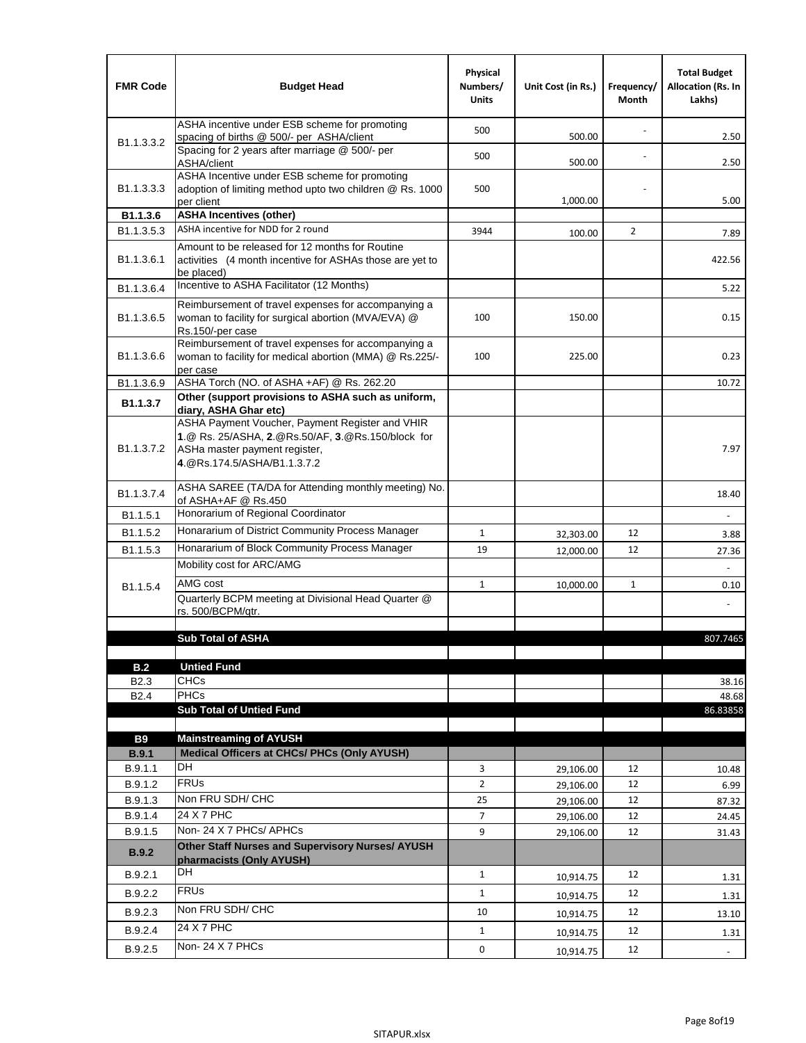| FMR Code | Budget Head | Physical Numbers/ Units | Unit Cost (in Rs.) | Frequency/ Month | Total Budget Allocation (Rs. In Lakhs) |
|---|---|---|---|---|---|
| B1.1.3.3.2 | ASHA incentive under ESB scheme for promoting spacing of births @ 500/- per ASHA/client | 500 | 500.00 | - | 2.50 |
| | Spacing for 2 years after marriage @ 500/- per ASHA/client | 500 | 500.00 | - | 2.50 |
| B1.1.3.3.3 | ASHA Incentive under ESB scheme for promoting adoption of limiting method upto two children @ Rs. 1000 per client | 500 | 1,000.00 | - | 5.00 |
| **B1.1.3.6** | **ASHA Incentives (other)** | | | | |
| B1.1.3.5.3 | ASHA incentive for NDD for 2 round | 3944 | 100.00 | 2 | 7.89 |
| B1.1.3.6.1 | Amount to be released for 12 months for Routine activities (4 month incentive for ASHAs those are yet to be placed) | | | | 422.56 |
| B1.1.3.6.4 | Incentive to ASHA Facilitator (12 Months) | | | | 5.22 |
| B1.1.3.6.5 | Reimbursement of travel expenses for accompanying a woman to facility for surgical abortion (MVA/EVA) @ Rs.150/-per case | 100 | 150.00 | | 0.15 |
| B1.1.3.6.6 | Reimbursement of travel expenses for accompanying a woman to facility for medical abortion (MMA) @ Rs.225/- per case | 100 | 225.00 | | 0.23 |
| B1.1.3.6.9 | ASHA Torch (NO. of ASHA +AF) @ Rs. 262.20 | | | | 10.72 |
| **B1.1.3.7** | **Other (support provisions to ASHA such as uniform, diary, ASHA Ghar etc)** | | | | |
| B1.1.3.7.2 | ASHA Payment Voucher, Payment Register and VHIR **1**.@ Rs. 25/ASHA, **2**.@Rs.50/AF, **3**.@Rs.150/block for ASHa master payment register, **4**.@Rs.174.5/ASHA/B1.1.3.7.2 | | | | 7.97 |
| B1.1.3.7.4 | ASHA SAREE (TA/DA for Attending monthly meeting) No. of ASHA+AF @ Rs.450 | | | | 18.40 |
| B1.1.5.1 | Honorarium of Regional Coordinator | | | | - |
| B1.1.5.2 | Honararium of District Community Process Manager | 1 | 32,303.00 | 12 | 3.88 |
| B1.1.5.3 | Honararium of Block Community Process Manager | 19 | 12,000.00 | 12 | 27.36 |
| B1.1.5.4 | Mobility cost for ARC/AMG | | | | - |
| | AMG cost | 1 | 10,000.00 | 1 | 0.10 |
| | Quarterly BCPM meeting at Divisional Head Quarter @ rs. 500/BCPM/qtr. | | | | - |
| | | | | | |
| | **Sub Total of ASHA** | | | | 807.7465 |
| | | | | | |
| **B.2** | **Untied Fund** | | | | |
| B2.3 | CHCs | | | | 38.16 |
| B2.4 | PHCs | | | | 48.68 |
| | **Sub Total of Untied Fund** | | | | 86.83858 |
| | | | | | |
| **B9** | **Mainstreaming of AYUSH** | | | | |
| **B.9.1** | **Medical Officers at CHCs/ PHCs (Only AYUSH)** | | | | |
| B.9.1.1 | DH | 3 | 29,106.00 | 12 | 10.48 |
| B.9.1.2 | FRUs | 2 | 29,106.00 | 12 | 6.99 |
| B.9.1.3 | Non FRU SDH/ CHC | 25 | 29,106.00 | 12 | 87.32 |
| B.9.1.4 | 24 X 7 PHC | 7 | 29,106.00 | 12 | 24.45 |
| B.9.1.5 | Non- 24 X 7 PHCs/ APHCs | 9 | 29,106.00 | 12 | 31.43 |
| **B.9.2** | **Other Staff Nurses and Supervisory Nurses/ AYUSH pharmacists (Only AYUSH)** | | | | |
| B.9.2.1 | DH | 1 | 10,914.75 | 12 | 1.31 |
| B.9.2.2 | FRUs | 1 | 10,914.75 | 12 | 1.31 |
| B.9.2.3 | Non FRU SDH/ CHC | 10 | 10,914.75 | 12 | 13.10 |
| B.9.2.4 | 24 X 7 PHC | 1 | 10,914.75 | 12 | 1.31 |
| B.9.2.5 | Non- 24 X 7 PHCs | 0 | 10,914.75 | 12 | - |

SITAPUR.xlsx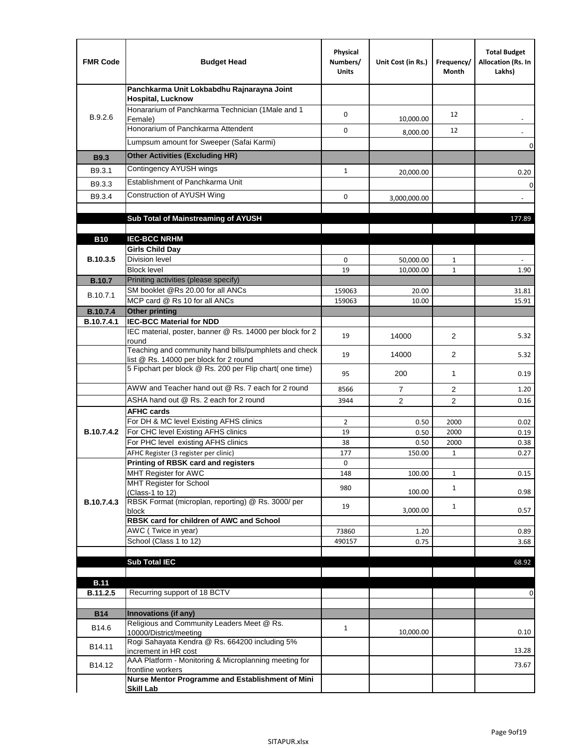| FMR Code | Budget Head | Physical Numbers/ Units | Unit Cost (in Rs.) | Frequency/ Month | Total Budget Allocation (Rs. In Lakhs) |
|---|---|---|---|---|---|
| B.9.2.6 | **Panchkarma Unit Lokbabdhu Rajnarayna Joint Hospital, Lucknow** | | | | |
| | Honararium of Panchkarma Technician (1Male and 1 Female) | 0 | 10,000.00 | 12 | - |
| | Honorarium of Panchkarma Attendent | 0 | 8,000.00 | 12 | - |
| | Lumpsum amount for Sweeper (Safai Karmi) | | | | 0 |
| **B9.3** | **Other Activities (Excluding HR)** | | | | |
| B9.3.1 | Contingency AYUSH wings | 1 | 20,000.00 | | 0.20 |
| B9.3.3 | Establishment of Panchkarma Unit | | | | 0 |
| B9.3.4 | Construction of AYUSH Wing | 0 | 3,000,000.00 | | - |
| | | | | | |
| | **Sub Total of Mainstreaming of AYUSH** | | | | 177.89 |
| | | | | | |
| **B10** | **IEC-BCC NRHM** | | | | |
| **B.10.3.5** | **Girls Child Day** | | | | |
| | Division level | 0 | 50,000.00 | 1 | - |
| | Block level | 19 | 10,000.00 | 1 | 1.90 |
| **B.10.7** | Priniting activities (please specify) | | | | |
| B.10.7.1 | SM booklet @Rs 20.00 for all ANCs | 159063 | 20.00 | | 31.81 |
| | MCP card @ Rs 10 for all ANCs | 159063 | 10.00 | | 15.91 |
| **B.10.7.4** | **Other printing** | | | | |
| **B.10.7.4.1** | **IEC-BCC Material for NDD** | | | | |
| | IEC material, poster, banner @ Rs. 14000 per block for 2 round | 19 | 14000 | 2 | 5.32 |
| | Teaching and community hand bills/pumphlets and check list @ Rs. 14000 per block for 2 round | 19 | 14000 | 2 | 5.32 |
| | 5 Fipchart per block @ Rs. 200 per Flip chart( one time) | 95 | 200 | 1 | 0.19 |
| | AWW and Teacher hand out @ Rs. 7 each for 2 round | 8566 | 7 | 2 | 1.20 |
| | ASHA hand out @ Rs. 2 each for 2 round | 3944 | 2 | 2 | 0.16 |
| **B.10.7.4.2** | **AFHC cards** | | | | |
| | For DH & MC level Existing AFHS clinics | 2 | 0.50 | 2000 | 0.02 |
| | For CHC level Existing AFHS clinics | 19 | 0.50 | 2000 | 0.19 |
| | For PHC level existing AFHS clinics | 38 | 0.50 | 2000 | 0.38 |
| | AFHC Register (3 register per clinic) | 177 | 150.00 | 1 | 0.27 |
| **B.10.7.4.3** | **Printing of RBSK card and registers** | 0 | | | |
| | MHT Register for AWC | 148 | 100.00 | 1 | 0.15 |
| | MHT Register for School (Class-1 to 12) | 980 | 100.00 | 1 | 0.98 |
| | RBSK Format (microplan, reporting) @ Rs. 3000/ per block | 19 | 3,000.00 | 1 | 0.57 |
| | **RBSK card for children of AWC and School** | | | | |
| | AWC ( Twice in year) | 73860 | 1.20 | | 0.89 |
| | School (Class 1 to 12) | 490157 | 0.75 | | 3.68 |
| | | | | | |
| | **Sub Total IEC** | | | | 68.92 |
| | | | | | |
| **B.11** | | | | | |
| **B.11.2.5** | Recurring support of 18 BCTV | | | | 0 |
| | | | | | |
| **B14** | **Innovations (if any)** | | | | |
| B14.6 | Religious and Community Leaders Meet @ Rs. 10000/District/meeting | 1 | 10,000.00 | | 0.10 |
| B14.11 | Rogi Sahayata Kendra @ Rs. 664200 including 5% increment in HR cost | | | | 13.28 |
| B14.12 | AAA Platform - Monitoring & Microplanning meeting for frontline workers | | | | 73.67 |
| | **Nurse Mentor Programme and Establishment of Mini Skill Lab** | | | | |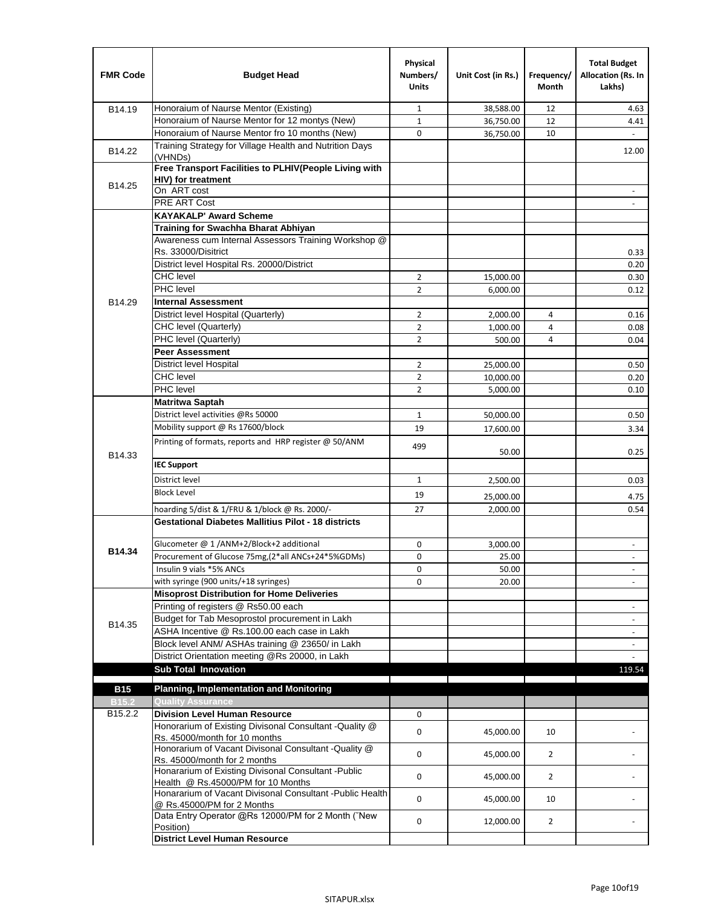| FMR Code | Budget Head | Physical Numbers/ Units | Unit Cost (in Rs.) | Frequency/ Month | Total Budget Allocation (Rs. In Lakhs) |
|---|---|---|---|---|---|
| B14.19 | Honoraium of Naurse Mentor (Existing) | 1 | 38,588.00 | 12 | 4.63 |
| | Honoraium of Naurse Mentor for 12 montys (New) | 1 | 36,750.00 | 12 | 4.41 |
| | Honoraium of Naurse Mentor fro 10 months (New) | 0 | 36,750.00 | 10 | - |
| B14.22 | Training Strategy for Village Health and Nutrition Days (VHNDs) | | | | 12.00 |
| B14.25 | **Free Transport Facilities to PLHIV(People Living with HIV) for treatment** | | | | |
| | On ART cost | | | | - |
| | PRE ART Cost | | | | - |
| B14.29 | **KAYAKALP' Award Scheme** | | | | |
| | **Training for Swachha Bharat Abhiyan** | | | | |
| | Awareness cum Internal Assessors Training Workshop @ Rs. 33000/Disitrict | | | | 0.33 |
| | District level Hospital Rs. 20000/District | | | | 0.20 |
| | CHC level | 2 | 15,000.00 | | 0.30 |
| | PHC level | 2 | 6,000.00 | | 0.12 |
| | **Internal Assessment** | | | | |
| | District level Hospital (Quarterly) | 2 | 2,000.00 | 4 | 0.16 |
| | CHC level (Quarterly) | 2 | 1,000.00 | 4 | 0.08 |
| | PHC level (Quarterly) | 2 | 500.00 | 4 | 0.04 |
| | **Peer Assessment** | | | | |
| | District level Hospital | 2 | 25,000.00 | | 0.50 |
| | CHC level | 2 | 10,000.00 | | 0.20 |
| | PHC level | 2 | 5,000.00 | | 0.10 |
| B14.33 | **Matritwa Saptah** | | | | |
| | District level activities @Rs 50000 | 1 | 50,000.00 | | 0.50 |
| | Mobility support @ Rs 17600/block | 19 | 17,600.00 | | 3.34 |
| | Printing of formats, reports and HRP register @ 50/ANM | 499 | 50.00 | | 0.25 |
| | **IEC Support** | | | | |
| | District level | 1 | 2,500.00 | | 0.03 |
| | Block Level | 19 | 25,000.00 | | 4.75 |
| | hoarding 5/dist & 1/FRU & 1/block @ Rs. 2000/- | 27 | 2,000.00 | | 0.54 |
| **B14.34** | **Gestational Diabetes Mallitius Pilot - 18 districts** | | | | |
| | Glucometer @ 1 /ANM+2/Block+2 additional | 0 | 3,000.00 | | - |
| | Procurement of Glucose 75mg,(2*all ANCs+24*5%GDMs) | 0 | 25.00 | | - |
| | Insulin 9 vials *5% ANCs | 0 | 50.00 | | - |
| | with syringe (900 units/+18 syringes) | 0 | 20.00 | | - |
| B14.35 | **Misoprost Distribution for Home Deliveries** | | | | |
| | Printing of registers @ Rs50.00 each | | | | - |
| | Budget for Tab Mesoprostol procurement in Lakh | | | | - |
| | ASHA Incentive @ Rs.100.00 each case in Lakh | | | | - |
| | Block level ANM/ ASHAs training @ 23650/ in Lakh | | | | - |
| | District Orientation meeting @Rs 20000, in Lakh | | | | - |
| | **Sub Total Innovation** | | | | 119.54 |
| **B15** | **Planning, Implementation and Monitoring** | | | | |
| **B15.2** | **Quality Assurance** | | | | |
| B15.2.2 | **Division Level Human Resource** | 0 | | | |
| | Honorarium of Existing Divisonal Consultant -Quality @ Rs. 45000/month for 10 months | 0 | 45,000.00 | 10 | - |
| | Honorarium of Vacant Divisonal Consultant -Quality @ Rs. 45000/month for 2 months | 0 | 45,000.00 | 2 | - |
| | Honararium of Existing Divisonal Consultant -Public Health @ Rs.45000/PM for 10 Months | 0 | 45,000.00 | 2 | - |
| | Honararium of Vacant Divisonal Consultant -Public Health @ Rs.45000/PM for 2 Months | 0 | 45,000.00 | 10 | - |
| | Data Entry Operator @Rs 12000/PM for 2 Month ("New Position) | 0 | 12,000.00 | 2 | - |
| | **District Level Human Resource** | | | | |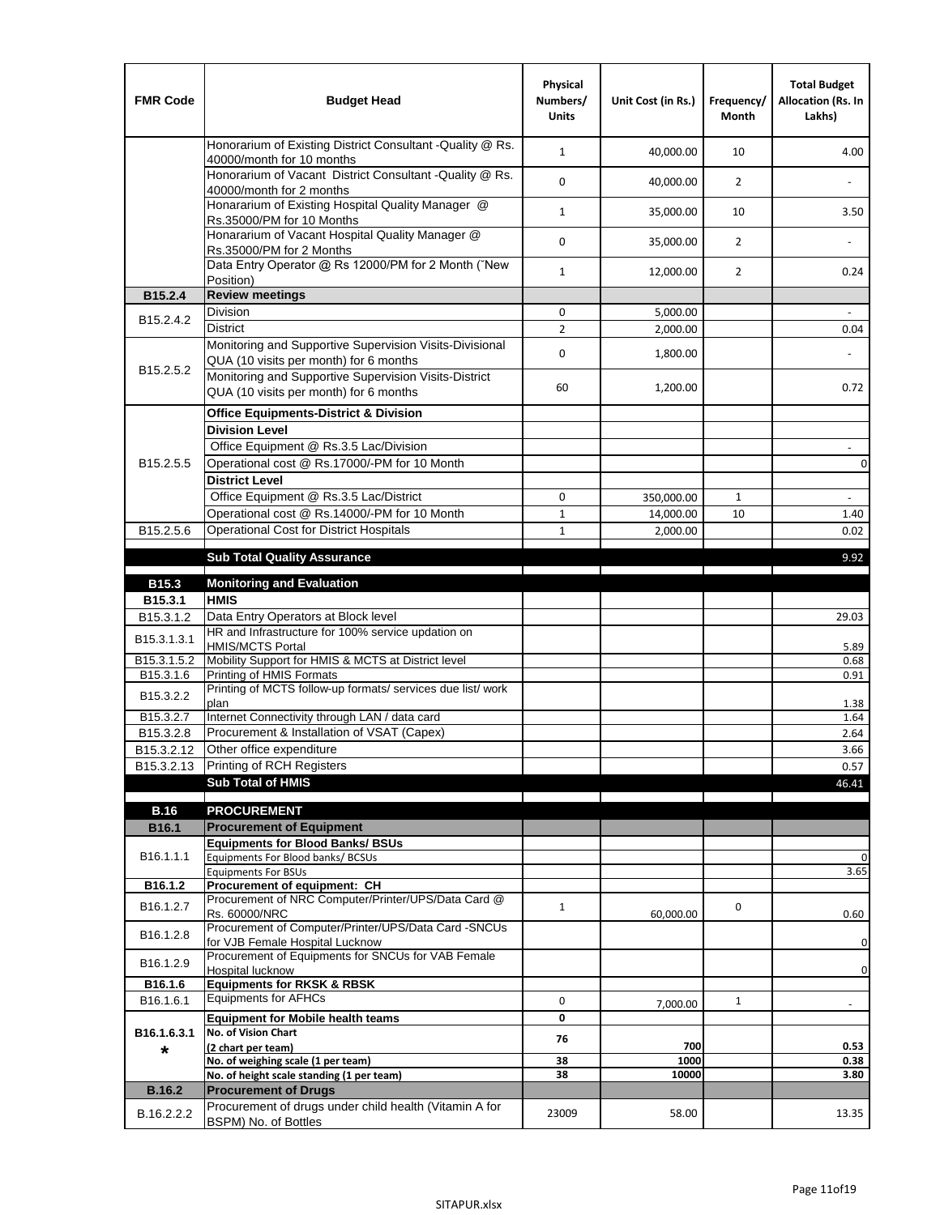| FMR Code | Budget Head | Physical Numbers/ Units | Unit Cost (in Rs.) | Frequency/ Month | Total Budget Allocation (Rs. In Lakhs) |
|---|---|---|---|---|---|
| | Honorarium of Existing District Consultant -Quality @ Rs. 40000/month for 10 months | 1 | 40,000.00 | 10 | 4.00 |
| | Honorarium of Vacant District Consultant -Quality @ Rs. 40000/month for 2 months | 0 | 40,000.00 | 2 | - |
| | Honarарium of Existing Hospital Quality Manager @ Rs.35000/PM for 10 Months | 1 | 35,000.00 | 10 | 3.50 |
| | Honararium of Vacant Hospital Quality Manager @ Rs.35000/PM for 2 Months | 0 | 35,000.00 | 2 | - |
| | Data Entry Operator @ Rs 12000/PM for 2 Month (˝New Position) | 1 | 12,000.00 | 2 | 0.24 |
| **B15.2.4** | **Review meetings** | | | | |
| B15.2.4.2 | Division | 0 | 5,000.00 | | - |
| | District | 2 | 2,000.00 | | 0.04 |
| B15.2.5.2 | Monitoring and Supportive Supervision Visits-Divisional QUA (10 visits per month) for 6 months | 0 | 1,800.00 | | - |
| | Monitoring and Supportive Supervision Visits-District QUA (10 visits per month) for 6 months | 60 | 1,200.00 | | 0.72 |
| B15.2.5.5 | **Office Equipments-District & Division** | | | | |
| | **Division Level** | | | | |
| | Office Equipment @ Rs.3.5 Lac/Division | | | | - |
| | Operational cost @ Rs.17000/-PM for 10 Month | | | | 0 |
| | **District Level** | | | | |
| | Office Equipment @ Rs.3.5 Lac/District | 0 | 350,000.00 | 1 | - |
| | Operational cost @ Rs.14000/-PM for 10 Month | 1 | 14,000.00 | 10 | 1.40 |
| B15.2.5.6 | Operational Cost for District Hospitals | 1 | 2,000.00 | | 0.02 |
| | **Sub Total Quality Assurance** | | | | 9.92 |
| **B15.3** | **Monitoring and Evaluation** | | | | |
| **B15.3.1** | **HMIS** | | | | |
| B15.3.1.2 | Data Entry Operators at Block level | | | | 29.03 |
| B15.3.1.3.1 | HR and Infrastructure for 100% service updation on HMIS/MCTS Portal | | | | 5.89 |
| B15.3.1.5.2 | Mobility Support for HMIS & MCTS at District level | | | | 0.68 |
| B15.3.1.6 | Printing of HMIS Formats | | | | 0.91 |
| B15.3.2.2 | Printing of MCTS follow-up formats/ services due list/ work plan | | | | 1.38 |
| B15.3.2.7 | Internet Connectivity through LAN / data card | | | | 1.64 |
| B15.3.2.8 | Procurement & Installation of VSAT (Capex) | | | | 2.64 |
| B15.3.2.12 | Other office expenditure | | | | 3.66 |
| B15.3.2.13 | Printing of RCH Registers | | | | 0.57 |
| | **Sub Total of HMIS** | | | | 46.41 |
| **B.16** | **PROCUREMENT** | | | | |
| **B16.1** | **Procurement of Equipment** | | | | |
| B16.1.1.1 | **Equipments for Blood Banks/ BSUs** | | | | |
| | Equipments For Blood banks/ BCSUs | | | | 0 |
| | Equipments For BSUs | | | | 3.65 |
| **B16.1.2** | **Procurement of equipment: CH** | | | | |
| B16.1.2.7 | Procurement of NRC Computer/Printer/UPS/Data Card @ Rs. 60000/NRC | 1 | 60,000.00 | 0 | 0.60 |
| B16.1.2.8 | Procurement of Computer/Printer/UPS/Data Card -SNCUs for VJB Female Hospital Lucknow | | | | 0 |
| B16.1.2.9 | Procurement of Equipments for SNCUs for VAB Female Hospital lucknow | | | | 0 |
| **B16.1.6** | **Equipments for RKSK & RBSK** | | | | |
| B16.1.6.1 | Equipments for AFHCs | 0 | 7,000.00 | 1 | - |
| **B16.1.6.3.1 *** | **Equipment for Mobile health teams** | **0** | | | |
| | **No. of Vision Chart (2 chart per team)** | **76** | **700** | | **0.53** |
| | **No. of weighing scale (1 per team)** | **38** | **1000** | | **0.38** |
| | **No. of height scale standing (1 per team)** | **38** | **10000** | | **3.80** |
| **B.16.2** | **Procurement of Drugs** | | | | |
| B.16.2.2.2 | Procurement of drugs under child health (Vitamin A for BSPM) No. of Bottles | 23009 | 58.00 | | 13.35 |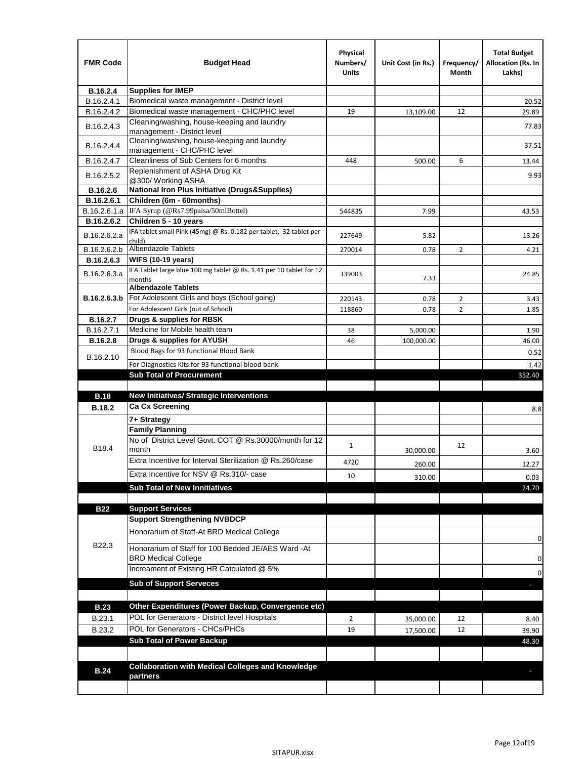| FMR Code | Budget Head | Physical Numbers/ Units | Unit Cost (in Rs.) | Frequency/ Month | Total Budget Allocation (Rs. In Lakhs) |
|---|---|---|---|---|---|
| **B.16.2.4** | **Supplies for IMEP** | | | | |
| B.16.2.4.1 | Biomedical waste management - District level | | | | 20.52 |
| B.16.2.4.2 | Biomedical waste management - CHC/PHC level | 19 | 13,109.00 | 12 | 29.89 |
| B.16.2.4.3 | Cleaning/washing, house-keeping and laundry management - District level | | | | 77.83 |
| B.16.2.4.4 | Cleaning/washing, house-keeping and laundry management - CHC/PHC level | | | | 37.51 |
| B.16.2.4.7 | Cleanliness of Sub Centers for 6 months | 448 | 500.00 | 6 | 13.44 |
| B.16.2.5.2 | Replenishment of ASHA Drug Kit @300/ Working ASHA | | | | 9.93 |
| **B.16.2.6** | **National Iron Plus Initiative (Drugs&Supplies)** | | | | |
| **B.16.2.6.1** | **Children (6m - 60months)** | | | | |
| B.16.2.6.1.a | IFA Syrup (@Rs7.99paisa/50mlBottel) | 544835 | 7.99 | | 43.53 |
| **B.16.2.6.2** | **Children 5 - 10 years** | | | | |
| B.16.2.6.2.a | IFA tablet small Pink (45mg) @ Rs. 0.182 per tablet, 32 tablet per child) | 227649 | 5.82 | | 13.26 |
| B.16.2.6.2.b | Albendazole Tablets | 270014 | 0.78 | 2 | 4.21 |
| **B.16.2.6.3** | **WIFS (10-19 years)** | | | | |
| B.16.2.6.3.a | IFA Tablet large blue 100 mg tablet @ Rs. 1.41 per 10 tablet for 12 months | 339003 | 7.33 | | 24.85 |
| **B.16.2.6.3.b** | **Albendazole Tablets** | | | | |
| | For Adolescent Girls and boys (School going) | 220143 | 0.78 | 2 | 3.43 |
| | For Adolescent Girls (out of School) | 118860 | 0.78 | 2 | 1.85 |
| **B.16.2.7** | **Drugs & supplies for RBSK** | | | | |
| B.16.2.7.1 | Medicine for Mobile health team | 38 | 5,000.00 | | 1.90 |
| **B.16.2.8** | **Drugs & supplies for AYUSH** | 46 | 100,000.00 | | 46.00 |
| B.16.2.10 | Blood Bags for 93 functional Blood Bank | | | | 0.52 |
| | For Diagnostics Kits for 93 functional blood bank | | | | 1.42 |
| | **Sub Total of Procurement** | | | | 352.40 |
| | | | | | |
| **B.18** | **New Initiatives/ Strategic Interventions** | | | | |
| **B.18.2** | **Ca Cx Screening** | | | | 8.8 |
| B18.4 | **7+ Strategy** | | | | |
| | **Family Planning** | | | | |
| | No of District Level Govt. COT @ Rs.30000/month for 12 month | 1 | 30,000.00 | 12 | 3.60 |
| | Extra Incentive for Interval Sterilization @ Rs.260/case | 4720 | 260.00 | | 12.27 |
| | Extra Incentive for NSV @ Rs.310/- case | 10 | 310.00 | | 0.03 |
| | **Sub Total of New Innitiatives** | | | | 24.70 |
| | | | | | |
| **B22** | **Support Services** | | | | |
| B22.3 | **Support Strengthening NVBDCP** | | | | |
| | Honorarium of Staff-At BRD Medical College | | | | 0 |
| | Honorarium of Staff for 100 Bedded JE/AES Ward -At BRD Medical College | | | | 0 |
| | Increament of Existing HR Catculated @ 5% | | | | 0 |
| | **Sub of Support Serveces** | | | | - |
| | | | | | |
| **B.23** | **Other Expenditures (Power Backup, Convergence etc)** | | | | |
| B.23.1 | POL for Generators - District level Hospitals | 2 | 35,000.00 | 12 | 8.40 |
| B.23.2 | POL for Generators - CHCs/PHCs | 19 | 17,500.00 | 12 | 39.90 |
| | **Sub Total of Power Backup** | | | | 48.30 |
| | | | | | |
| **B.24** | **Collaboration with Medical Colleges and Knowledge partners** | | | | - |
| | | | | | |

SITAPUR.xlsx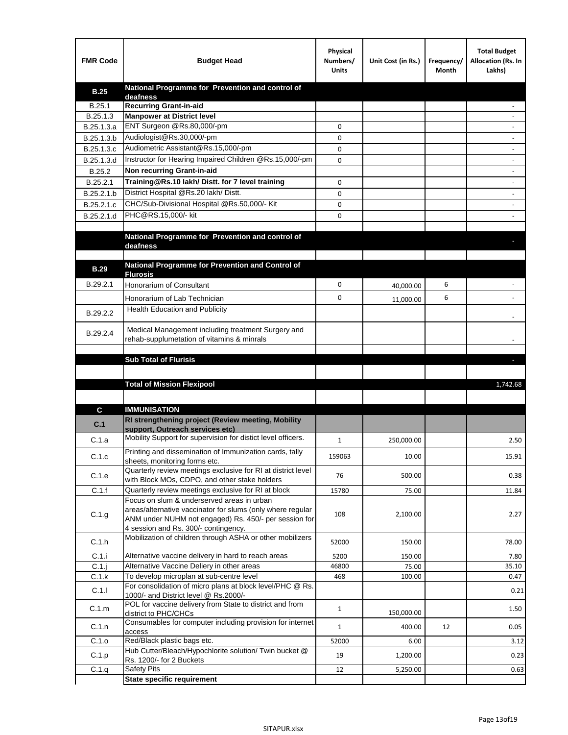| FMR Code | Budget Head | Physical Numbers/ Units | Unit Cost (in Rs.) | Frequency/ Month | Total Budget Allocation (Rs. In Lakhs) |
|---|---|---|---|---|---|
| **B.25** | **National Programme for Prevention and control of deafness** | | | | |
| B.25.1 | **Recurring Grant-in-aid** | | | | - |
| B.25.1.3 | **Manpower at District level** | | | | - |
| B.25.1.3.a | ENT Surgeon @Rs.80,000/-pm | 0 | | | - |
| B.25.1.3.b | Audiologist@Rs.30,000/-pm | 0 | | | - |
| B.25.1.3.c | Audiometric Assistant@Rs.15,000/-pm | 0 | | | - |
| B.25.1.3.d | Instructor for Hearing Impaired Children @Rs.15,000/-pm | 0 | | | - |
| B.25.2 | **Non recurring Grant-in-aid** | | | | - |
| B.25.2.1 | **Training@Rs.10 lakh/ Distt. for 7 level training** | 0 | | | - |
| B.25.2.1.b | District Hospital @Rs.20 lakh/ Distt. | 0 | | | - |
| B.25.2.1.c | CHC/Sub-Divisional Hospital @Rs.50,000/- Kit | 0 | | | - |
| B.25.2.1.d | PHC@RS.15,000/- kit | 0 | | | - |
| | | | | | |
| | **National Programme for Prevention and control of deafness** | | | | - |
| | | | | | |
| **B.29** | **National Programme for Prevention and Control of Flurosis** | | | | |
| B.29.2.1 | Honorarium of Consultant | 0 | 40,000.00 | 6 | - |
| | Honorarium of Lab Technician | 0 | 11,000.00 | 6 | - |
| B.29.2.2 | Health Education and Publicity | | | | - |
| B.29.2.4 | Medical Management including treatment Surgery and rehab-supplumetation of vitamins & minrals | | | | - |
| | | | | | |
| | **Sub Total of Flurisis** | | | | - |
| | | | | | |
| | **Total of Mission Flexipool** | | | | 1,742.68 |
| | | | | | |
| **C** | **IMMUNISATION** | | | | |
| **C.1** | **RI strengthening project (Review meeting, Mobility support, Outreach services etc)** | | | | |
| C.1.a | Mobility Support for supervision for distict level officers. | 1 | 250,000.00 | | 2.50 |
| C.1.c | Printing and dissemination of Immunization cards, tally sheets, monitoring forms etc. | 159063 | 10.00 | | 15.91 |
| C.1.e | Quarterly review meetings exclusive for RI at district level with Block MOs, CDPO, and other stake holders | 76 | 500.00 | | 0.38 |
| C.1.f | Quarterly review meetings exclusive for RI at block | 15780 | 75.00 | | 11.84 |
| C.1.g | Focus on slum & underserved areas in urban areas/alternative vaccinator for slums (only where regular ANM under NUHM not engaged) Rs. 450/- per session for 4 session and Rs. 300/- contingency. | 108 | 2,100.00 | | 2.27 |
| C.1.h | Mobilization of children through ASHA or other mobilizers | 52000 | 150.00 | | 78.00 |
| C.1.i | Alternative vaccine delivery in hard to reach areas | 5200 | 150.00 | | 7.80 |
| C.1.j | Alternative Vaccine Deliery in other areas | 46800 | 75.00 | | 35.10 |
| C.1.k | To develop microplan at sub-centre level | 468 | 100.00 | | 0.47 |
| C.1.l | For consolidation of micro plans at block level/PHC @ Rs. 1000/- and District level @ Rs.2000/- | | | | 0.21 |
| C.1.m | POL for vaccine delivery from State to district and from district to PHC/CHCs | 1 | 150,000.00 | | 1.50 |
| C.1.n | Consumables for computer including provision for internet access | 1 | 400.00 | 12 | 0.05 |
| C.1.o | Red/Black plastic bags etc. | 52000 | 6.00 | | 3.12 |
| C.1.p | Hub Cutter/Bleach/Hypochlorite solution/ Twin bucket @ Rs. 1200/- for 2 Buckets | 19 | 1,200.00 | | 0.23 |
| C.1.q | Safety Pits | 12 | 5,250.00 | | 0.63 |
| | **State specific requirement** | | | | |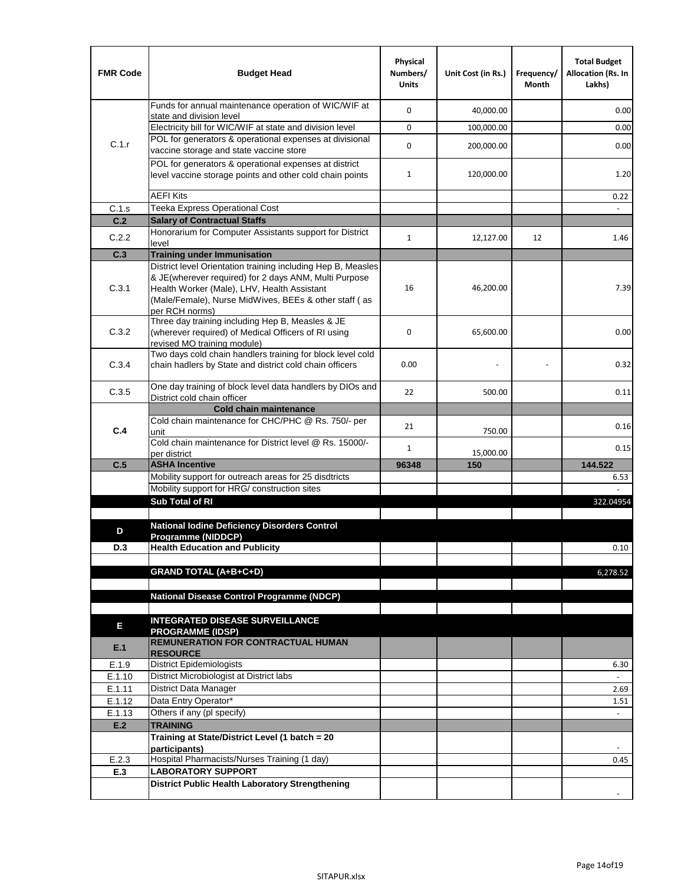| FMR Code | Budget Head | Physical Numbers/ Units | Unit Cost (in Rs.) | Frequency/ Month | Total Budget Allocation (Rs. In Lakhs) |
|---|---|---|---|---|---|
| C.1.r | Funds for annual maintenance operation of WIC/WIF at state and division level | 0 | 40,000.00 | | 0.00 |
| | Electricity bill for WIC/WIF at state and division level | 0 | 100,000.00 | | 0.00 |
| | POL for generators & operational expenses at divisional vaccine storage and state vaccine store | 0 | 200,000.00 | | 0.00 |
| | POL for generators & operational expenses at district level vaccine storage points and other cold chain points | 1 | 120,000.00 | | 1.20 |
| | AEFI Kits | | | | 0.22 |
| C.1.s | Teeka Express Operational Cost | | | | - |
| **C.2** | **Salary of Contractual Staffs** | | | | |
| C.2.2 | Honorarium for Computer Assistants support for District level | 1 | 12,127.00 | 12 | 1.46 |
| **C.3** | **Training under Immunisation** | | | | |
| C.3.1 | District level Orientation training including Hep B, Measles & JE(wherever required) for 2 days ANM, Multi Purpose Health Worker (Male), LHV, Health Assistant (Male/Female), Nurse MidWives, BEEs & other staff ( as per RCH norms) | 16 | 46,200.00 | | 7.39 |
| C.3.2 | Three day training including Hep B, Measles & JE (wherever required) of Medical Officers of RI using revised MO training module) | 0 | 65,600.00 | | 0.00 |
| C.3.4 | Two days cold chain handlers training for block level cold chain hadlers by State and district cold chain officers | 0.00 | - | - | 0.32 |
| C.3.5 | One day training of block level data handlers by DIOs and District cold chain officer | 22 | 500.00 | | 0.11 |
| **C.4** | **Cold chain maintenance** | | | | |
| | Cold chain maintenance for CHC/PHC @ Rs. 750/- per unit | 21 | 750.00 | | 0.16 |
| | Cold chain maintenance for District level @ Rs. 15000/- per district | 1 | 15,000.00 | | 0.15 |
| **C.5** | **ASHA Incentive** | **96348** | **150** | | **144.522** |
| | Mobility support for outreach areas for 25 disdtricts | | | | 6.53 |
| | Mobility support for HRG/ construction sites | | | | - |
| | **Sub Total of RI** | | | | 322.04954 |
| | | | | | |
| **D** | **National Iodine Deficiency Disorders Control Programme (NIDDCP)** | | | | |
| **D.3** | **Health Education and Publicity** | | | | 0.10 |
| | | | | | |
| | **GRAND TOTAL (A+B+C+D)** | | | | 6,278.52 |
| | | | | | |
| | **National Disease Control Programme (NDCP)** | | | | |
| | | | | | |
| **E** | **INTEGRATED DISEASE SURVEILLANCE PROGRAMME (IDSP)** | | | | |
| **E.1** | **REMUNERATION FOR CONTRACTUAL HUMAN RESOURCE** | | | | |
| E.1.9 | District Epidemiologists | | | | 6.30 |
| E.1.10 | District Microbiologist at District labs | | | | - |
| E.1.11 | District Data Manager | | | | 2.69 |
| E.1.12 | Data Entry Operator* | | | | 1.51 |
| E.1.13 | Others if any (pl specify) | | | | - |
| **E.2** | **TRAINING** | | | | |
| | **Training at State/District Level (1 batch = 20 participants)** | | | | - |
| E.2.3 | Hospital Pharmacists/Nurses Training (1 day) | | | | 0.45 |
| **E.3** | **LABORATORY SUPPORT** | | | | |
| | **District Public Health Laboratory Strengthening** | | | | - |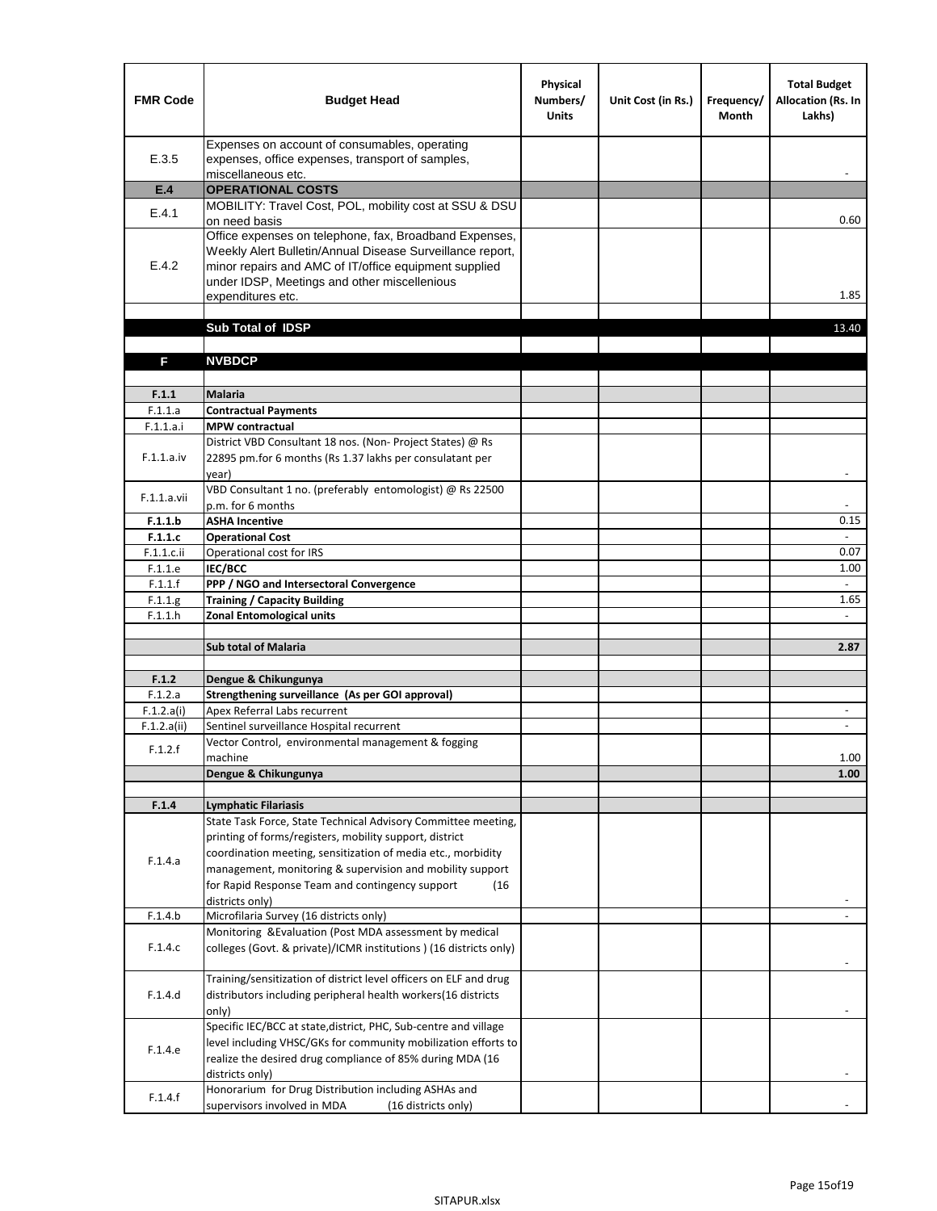| FMR Code | Budget Head | Physical Numbers/ Units | Unit Cost (in Rs.) | Frequency/ Month | Total Budget Allocation (Rs. In Lakhs) |
|---|---|---|---|---|---|
| E.3.5 | Expenses on account of consumables, operating expenses, office expenses, transport of samples, miscellaneous etc. | | | | - |
| **E.4** | **OPERATIONAL COSTS** | | | | |
| E.4.1 | MOBILITY: Travel Cost, POL, mobility cost at SSU & DSU on need basis | | | | 0.60 |
| E.4.2 | Office expenses on telephone, fax, Broadband Expenses, Weekly Alert Bulletin/Annual Disease Surveillance report, minor repairs and AMC of IT/office equipment supplied under IDSP, Meetings and other miscellenious expenditures etc. | | | | 1.85 |
| | | | | | |
| | **Sub Total of IDSP** | | | | 13.40 |
| | | | | | |
| **F** | **NVBDCP** | | | | |
| | | | | | |
| **F.1.1** | **Malaria** | | | | |
| F.1.1.a | **Contractual Payments** | | | | |
| F.1.1.a.i | **MPW contractual** | | | | |
| F.1.1.a.iv | District VBD Consultant 18 nos. (Non- Project States) @ Rs 22895 pm.for 6 months (Rs 1.37 lakhs per consulatant per year) | | | | - |
| F.1.1.a.vii | VBD Consultant 1 no. (preferably entomologist) @ Rs 22500 p.m. for 6 months | | | | - |
| **F.1.1.b** | **ASHA Incentive** | | | | 0.15 |
| **F.1.1.c** | **Operational Cost** | | | | - |
| F.1.1.c.ii | Operational cost for IRS | | | | 0.07 |
| F.1.1.e | **IEC/BCC** | | | | 1.00 |
| F.1.1.f | **PPP / NGO and Intersectoral Convergence** | | | | - |
| F.1.1.g | **Training / Capacity Building** | | | | 1.65 |
| F.1.1.h | **Zonal Entomological units** | | | | - |
| | | | | | |
| | **Sub total of Malaria** | | | | **2.87** |
| | | | | | |
| **F.1.2** | **Dengue & Chikungunya** | | | | |
| F.1.2.a | **Strengthening surveillance (As per GOI approval)** | | | | |
| F.1.2.a(i) | Apex Referral Labs recurrent | | | | - |
| F.1.2.a(ii) | Sentinel surveillance Hospital recurrent | | | | - |
| F.1.2.f | Vector Control, environmental management & fogging machine | | | | 1.00 |
| | **Dengue & Chikungunya** | | | | **1.00** |
| | | | | | |
| **F.1.4** | **Lymphatic Filariasis** | | | | |
| F.1.4.a | State Task Force, State Technical Advisory Committee meeting, printing of forms/registers, mobility support, district coordination meeting, sensitization of media etc., morbidity management, monitoring & supervision and mobility support for Rapid Response Team and contingency support (16 districts only) | | | | - |
| F.1.4.b | Microfilaria Survey (16 districts only) | | | | - |
| F.1.4.c | Monitoring &Evaluation (Post MDA assessment by medical colleges (Govt. & private)/ICMR institutions ) (16 districts only) | | | | - |
| F.1.4.d | Training/sensitization of district level officers on ELF and drug distributors including peripheral health workers(16 districts only) | | | | - |
| F.1.4.e | Specific IEC/BCC at state,district, PHC, Sub-centre and village level including VHSC/GKs for community mobilization efforts to realize the desired drug compliance of 85% during MDA (16 districts only) | | | | - |
| F.1.4.f | Honorarium for Drug Distribution including ASHAs and supervisors involved in MDA (16 districts only) | | | | - |

SITAPUR.xlsx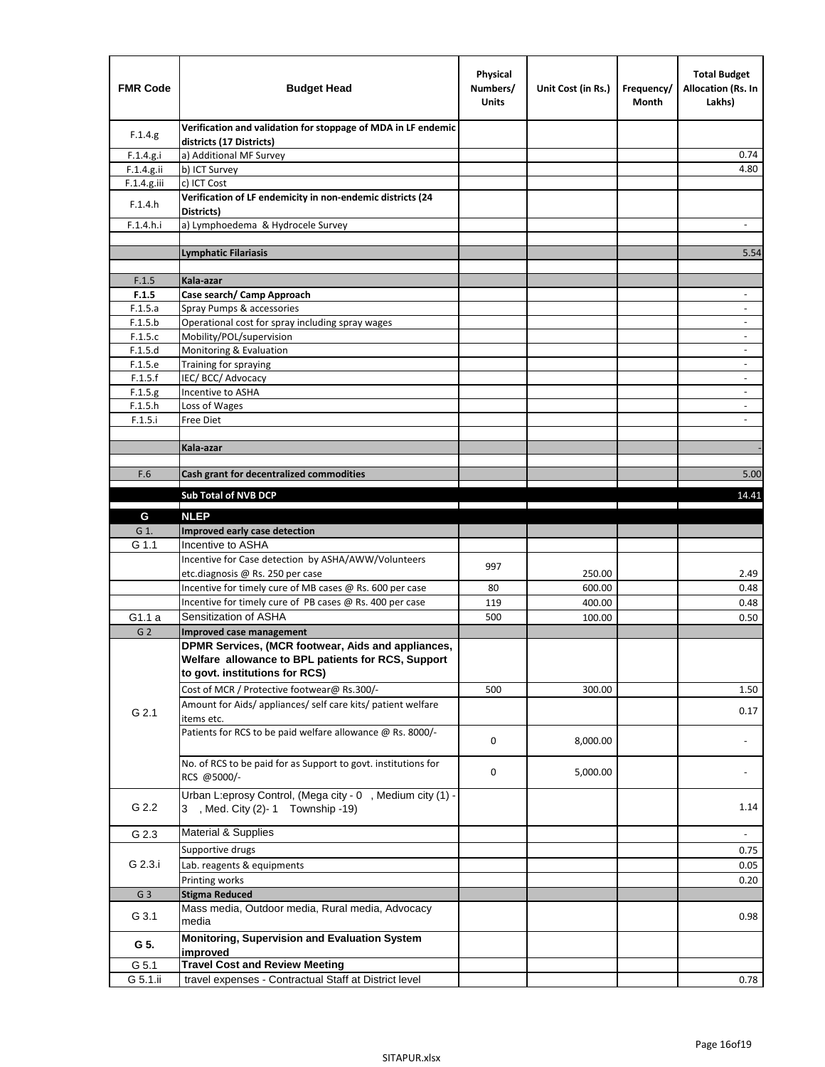| FMR Code | Budget Head | Physical Numbers/ Units | Unit Cost (in Rs.) | Frequency/ Month | Total Budget Allocation (Rs. In Lakhs) |
|---|---|---|---|---|---|
| F.1.4.g | **Verification and validation for stoppage of MDA in LF endemic districts (17 Districts)** | | | | |
| F.1.4.g.i | a) Additional MF Survey | | | | 0.74 |
| F.1.4.g.ii | b) ICT Survey | | | | 4.80 |
| F.1.4.g.iii | c) ICT Cost | | | | |
| F.1.4.h | **Verification of LF endemicity in non-endemic districts (24 Districts)** | | | | |
| F.1.4.h.i | a) Lymphoedema & Hydrocele Survey | | | | - |
| | | | | | |
| | **Lymphatic Filariasis** | | | | 5.54 |
| | | | | | |
| F.1.5 | **Kala-azar** | | | | |
| **F.1.5** | **Case search/ Camp Approach** | | | | - |
| F.1.5.a | Spray Pumps & accessories | | | | - |
| F.1.5.b | Operational cost for spray including spray wages | | | | - |
| F.1.5.c | Mobility/POL/supervision | | | | - |
| F.1.5.d | Monitoring & Evaluation | | | | - |
| F.1.5.e | Training for spraying | | | | - |
| F.1.5.f | IEC/ BCC/ Advocacy | | | | - |
| F.1.5.g | Incentive to ASHA | | | | - |
| F.1.5.h | Loss of Wages | | | | - |
| F.1.5.i | Free Diet | | | | - |
| | | | | | |
| | **Kala-azar** | | | | - |
| | | | | | |
| F.6 | **Cash grant for decentralized commodities** | | | | 5.00 |
| | **Sub Total of NVB DCP** | | | | 14.41 |
| **G** | **NLEP** | | | | |
| G 1. | **Improved early case detection** | | | | |
| G 1.1 | Incentive to ASHA | | | | |
| | Incentive for Case detection by ASHA/AWW/Volunteers etc.diagnosis @ Rs. 250 per case | 997 | 250.00 | | 2.49 |
| | Incentive for timely cure of MB cases @ Rs. 600 per case | 80 | 600.00 | | 0.48 |
| | Incentive for timely cure of PB cases @ Rs. 400 per case | 119 | 400.00 | | 0.48 |
| G1.1 a | Sensitization of ASHA | 500 | 100.00 | | 0.50 |
| G 2 | **Improved case management** | | | | |
| G 2.1 | **DPMR Services, (MCR footwear, Aids and appliances, Welfare allowance to BPL patients for RCS, Support to govt. institutions for RCS)** | | | | |
| | Cost of MCR / Protective footwear@ Rs.300/- | 500 | 300.00 | | 1.50 |
| | Amount for Aids/ appliances/ self care kits/ patient welfare items etc. | | | | 0.17 |
| | Patients for RCS to be paid welfare allowance @ Rs. 8000/- | 0 | 8,000.00 | | - |
| | No. of RCS to be paid for as Support to govt. institutions for RCS @5000/- | 0 | 5,000.00 | | - |
| G 2.2 | Urban L:eprosy Control, (Mega city - 0 , Medium city (1) - 3 , Med. City (2)- 1 Township -19) | | | | 1.14 |
| G 2.3 | Material & Supplies | | | | - |
| G 2.3.i | Supportive drugs | | | | 0.75 |
| | Lab. reagents & equipments | | | | 0.05 |
| | Printing works | | | | 0.20 |
| G 3 | **Stigma Reduced** | | | | |
| G 3.1 | Mass media, Outdoor media, Rural media, Advocacy media | | | | 0.98 |
| **G 5.** | **Monitoring, Supervision and Evaluation System improved** | | | | |
| G 5.1 | **Travel Cost and Review Meeting** | | | | |
| G 5.1.ii | travel expenses - Contractual Staff at District level | | | | 0.78 |

SITAPUR.xlsx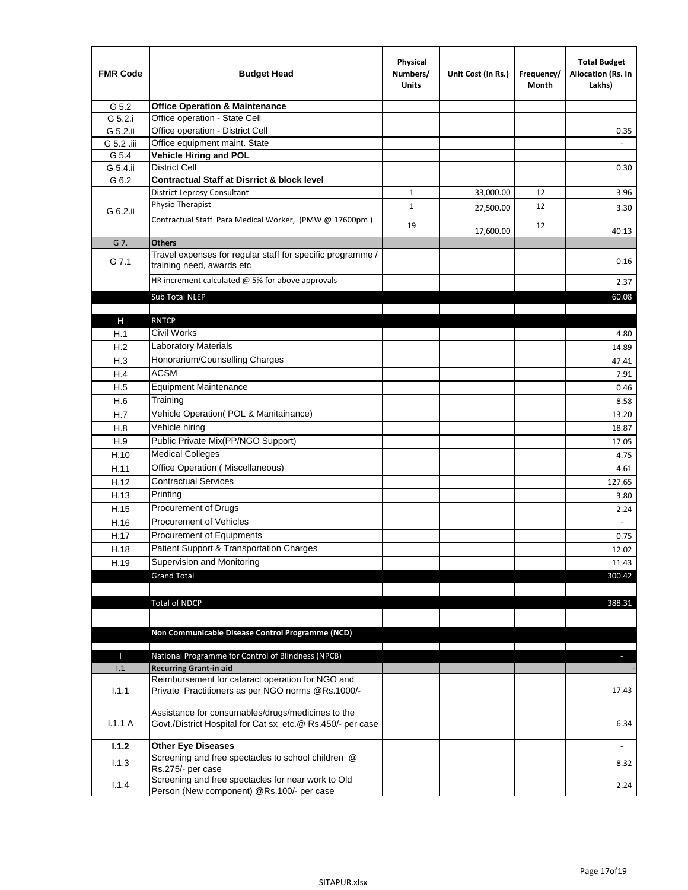| FMR Code | Budget Head | Physical Numbers/ Units | Unit Cost (in Rs.) | Frequency/ Month | Total Budget Allocation (Rs. In Lakhs) |
|---|---|---|---|---|---|
| G 5.2 | **Office Operation & Maintenance** | | | | |
| G 5.2.i | Office operation - State Cell | | | | |
| G 5.2.ii | Office operation - District Cell | | | | 0.35 |
| G 5.2 .iii | Office equipment maint. State | | | | - |
| G 5.4 | **Vehicle Hiring and POL** | | | | |
| G 5.4.ii | District Cell | | | | 0.30 |
| G 6.2 | **Contractual Staff at Disrrict & block level** | | | | |
| G 6.2.ii | District Leprosy Consultant | 1 | 33,000.00 | 12 | 3.96 |
| | Physio Therapist | 1 | 27,500.00 | 12 | 3.30 |
| | Contractual Staff Para Medical Worker, (PMW @ 17600pm ) | 19 | 17,600.00 | 12 | 40.13 |
| G 7. | **Others** | | | | |
| G 7.1 | Travel expenses for regular staff for specific programme / training need, awards etc | | | | 0.16 |
| | HR increment calculated @ 5% for above approvals | | | | 2.37 |
| | Sub Total NLEP | | | | 60.08 |
| | | | | | |
| H | RNTCP | | | | |
| H.1 | Civil Works | | | | 4.80 |
| H.2 | Laboratory Materials | | | | 14.89 |
| H.3 | Honorarium/Counselling Charges | | | | 47.41 |
| H.4 | ACSM | | | | 7.91 |
| H.5 | Equipment Maintenance | | | | 0.46 |
| H.6 | Training | | | | 8.58 |
| H.7 | Vehicle Operation( POL & Manitainance) | | | | 13.20 |
| H.8 | Vehicle hiring | | | | 18.87 |
| H.9 | Public Private Mix(PP/NGO Support) | | | | 17.05 |
| H.10 | Medical Colleges | | | | 4.75 |
| H.11 | Office Operation ( Miscellaneous) | | | | 4.61 |
| H.12 | Contractual Services | | | | 127.65 |
| H.13 | Printing | | | | 3.80 |
| H.15 | Procurement of Drugs | | | | 2.24 |
| H.16 | Procurement of Vehicles | | | | - |
| H.17 | Procurement of Equipments | | | | 0.75 |
| H.18 | Patient Support & Transportation Charges | | | | 12.02 |
| H.19 | Supervision and Monitoring | | | | 11.43 |
| | Grand Total | | | | 300.42 |
| | | | | | |
| | Total of NDCP | | | | 388.31 |
| | | | | | |
| | **Non Communicable Disease Control Programme (NCD)** | | | | |
| | | | | | |
| I | National Programme for Control of Blindness (NPCB) | | | | - |
| I.1 | **Recurring Grant-in aid** | | | | - |
| I.1.1 | Reimbursement for cataract operation for NGO and Private Practitioners as per NGO norms @Rs.1000/- | | | | 17.43 |
| I.1.1 A | Assistance for consumables/drugs/medicines to the Govt./District Hospital for Cat sx etc.@ Rs.450/- per case | | | | 6.34 |
| **I.1.2** | **Other Eye Diseases** | | | | - |
| I.1.3 | Screening and free spectacles to school children @ Rs.275/- per case | | | | 8.32 |
| I.1.4 | Screening and free spectacles for near work to Old Person (New component) @Rs.100/- per case | | | | 2.24 |

SITAPUR.xlsx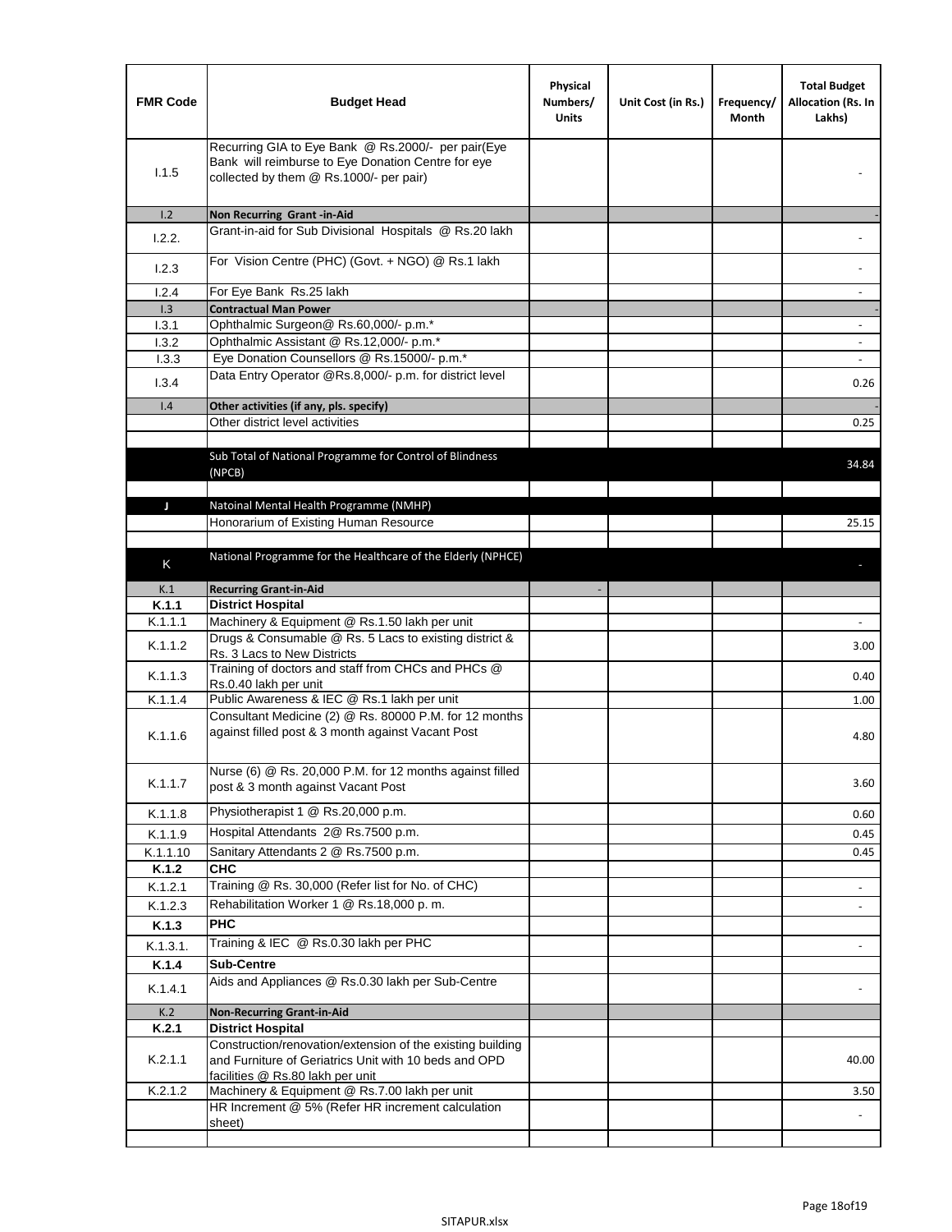| FMR Code | Budget Head | Physical Numbers/ Units | Unit Cost (in Rs.) | Frequency/ Month | Total Budget Allocation (Rs. In Lakhs) |
|---|---|---|---|---|---|
| I.1.5 | Recurring GIA to Eye Bank @ Rs.2000/- per pair(Eye Bank will reimburse to Eye Donation Centre for eye collected by them @ Rs.1000/- per pair) | | | | - |
| I.2 | **Non Recurring Grant -in-Aid** | | | | - |
| I.2.2. | Grant-in-aid for Sub Divisional Hospitals @ Rs.20 lakh | | | | - |
| I.2.3 | For Vision Centre (PHC) (Govt. + NGO) @ Rs.1 lakh | | | | - |
| I.2.4 | For Eye Bank Rs.25 lakh | | | | - |
| I.3 | **Contractual Man Power** | | | | - |
| I.3.1 | Ophthalmic Surgeon@ Rs.60,000/- p.m.* | | | | - |
| I.3.2 | Ophthalmic Assistant @ Rs.12,000/- p.m.* | | | | - |
| I.3.3 | Eye Donation Counsellors @ Rs.15000/- p.m.* | | | | - |
| I.3.4 | Data Entry Operator @Rs.8,000/- p.m. for district level | | | | 0.26 |
| I.4 | **Other activities (if any, pls. specify)** | | | | - |
| | Other district level activities | | | | 0.25 |
| | | | | | |
| | Sub Total of National Programme for Control of Blindness (NPCB) | | | | 34.84 |
| | | | | | |
| J | Natoinal Mental Health Programme (NMHP) | | | | |
| | Honorarium of Existing Human Resource | | | | 25.15 |
| | | | | | |
| K | National Programme for the Healthcare of the Elderly (NPHCE) | | | | - |
| K.1 | **Recurring Grant-in-Aid** | - | | | |
| **K.1.1** | **District Hospital** | | | | |
| K.1.1.1 | Machinery & Equipment @ Rs.1.50 lakh per unit | | | | - |
| K.1.1.2 | Drugs & Consumable @ Rs. 5 Lacs to existing district & Rs. 3 Lacs to New Districts | | | | 3.00 |
| K.1.1.3 | Training of doctors and staff from CHCs and PHCs @ Rs.0.40 lakh per unit | | | | 0.40 |
| K.1.1.4 | Public Awareness & IEC @ Rs.1 lakh per unit | | | | 1.00 |
| K.1.1.6 | Consultant Medicine (2) @ Rs. 80000 P.M. for 12 months against filled post & 3 month against Vacant Post | | | | 4.80 |
| K.1.1.7 | Nurse (6) @ Rs. 20,000 P.M. for 12 months against filled post & 3 month against Vacant Post | | | | 3.60 |
| K.1.1.8 | Physiotherapist 1 @ Rs.20,000 p.m. | | | | 0.60 |
| K.1.1.9 | Hospital Attendants 2@ Rs.7500 p.m. | | | | 0.45 |
| K.1.1.10 | Sanitary Attendants 2 @ Rs.7500 p.m. | | | | 0.45 |
| **K.1.2** | **CHC** | | | | |
| K.1.2.1 | Training @ Rs. 30,000 (Refer list for No. of CHC) | | | | - |
| K.1.2.3 | Rehabilitation Worker 1 @ Rs.18,000 p. m. | | | | - |
| **K.1.3** | **PHC** | | | | |
| K.1.3.1. | Training & IEC @ Rs.0.30 lakh per PHC | | | | - |
| **K.1.4** | **Sub-Centre** | | | | |
| K.1.4.1 | Aids and Appliances @ Rs.0.30 lakh per Sub-Centre | | | | - |
| K.2 | **Non-Recurring Grant-in-Aid** | | | | |
| **K.2.1** | **District Hospital** | | | | |
| K.2.1.1 | Construction/renovation/extension of the existing building and Furniture of Geriatrics Unit with 10 beds and OPD facilities @ Rs.80 lakh per unit | | | | 40.00 |
| K.2.1.2 | Machinery & Equipment @ Rs.7.00 lakh per unit | | | | 3.50 |
| | HR Increment @ 5% (Refer HR increment calculation sheet) | | | | - |
| | | | | | |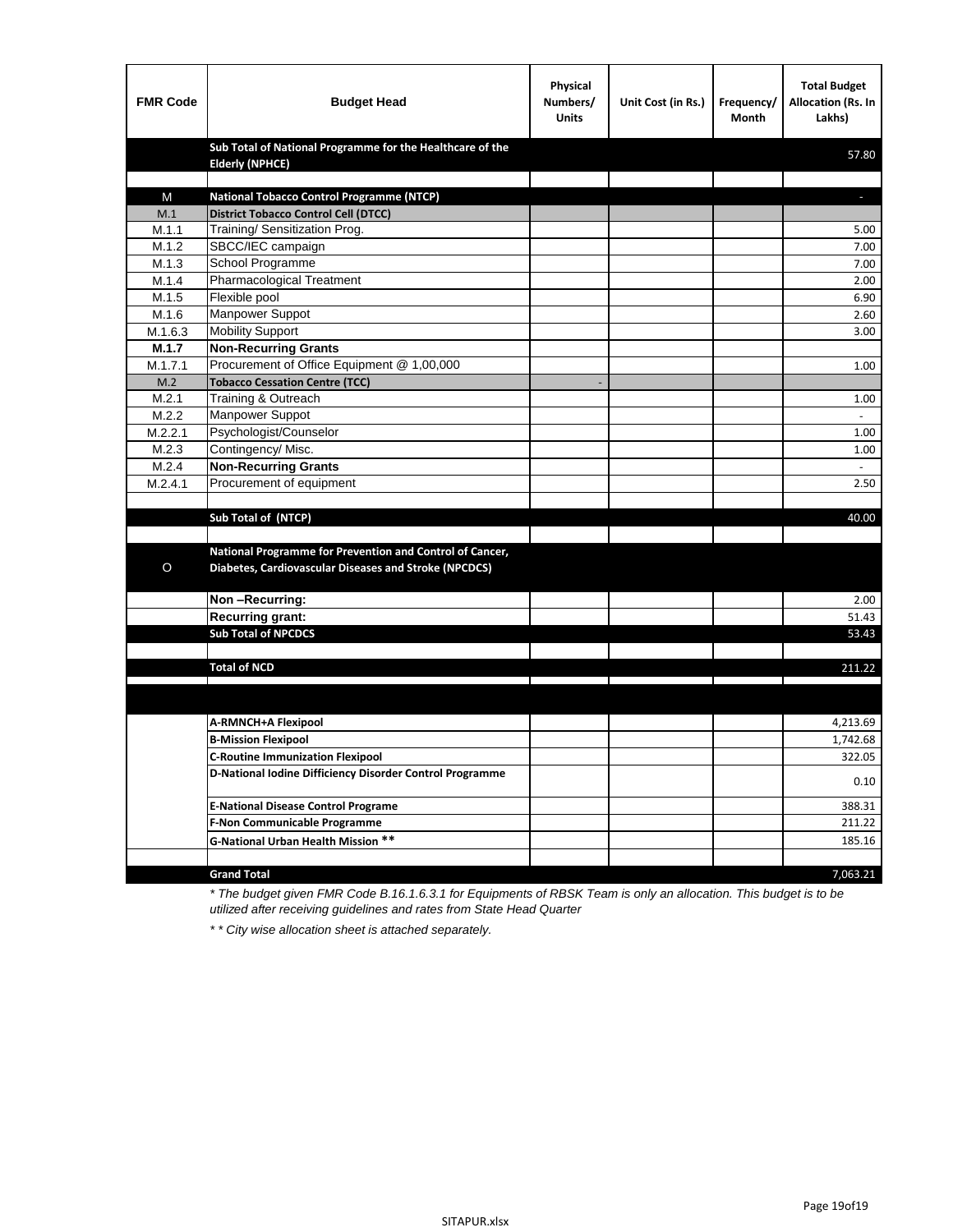| FMR Code | Budget Head | Physical Numbers/ Units | Unit Cost (in Rs.) | Frequency/ Month | Total Budget Allocation (Rs. In Lakhs) |
|---|---|---|---|---|---|
| | **Sub Total of National Programme for the Healthcare of the Elderly (NPHCE)** | | | | 57.80 |
| | | | | | |
| M | **National Tobacco Control Programme (NTCP)** | | | | - |
| M.1 | **District Tobacco Control Cell (DTCC)** | | | | |
| M.1.1 | Training/ Sensitization Prog. | | | | 5.00 |
| M.1.2 | SBCC/IEC campaign | | | | 7.00 |
| M.1.3 | School Programme | | | | 7.00 |
| M.1.4 | Pharmacological Treatment | | | | 2.00 |
| M.1.5 | Flexible pool | | | | 6.90 |
| M.1.6 | Manpower Suppot | | | | 2.60 |
| M.1.6.3 | Mobility Support | | | | 3.00 |
| **M.1.7** | **Non-Recurring Grants** | | | | |
| M.1.7.1 | Procurement of Office Equipment @ 1,00,000 | | | | 1.00 |
| M.2 | **Tobacco Cessation Centre (TCC)** | - | | | |
| M.2.1 | Training & Outreach | | | | 1.00 |
| M.2.2 | Manpower Suppot | | | | - |
| M.2.2.1 | Psychologist/Counselor | | | | 1.00 |
| M.2.3 | Contingency/ Misc. | | | | 1.00 |
| M.2.4 | **Non-Recurring Grants** | | | | - |
| M.2.4.1 | Procurement of equipment | | | | 2.50 |
| | | | | | |
| | **Sub Total of (NTCP)** | | | | 40.00 |
| | | | | | |
| O | **National Programme for Prevention and Control of Cancer, Diabetes, Cardiovascular Diseases and Stroke (NPCDCS)** | | | | |
| | **Non –Recurring:** | | | | 2.00 |
| | **Recurring grant:** | | | | 51.43 |
| | **Sub Total of NPCDCS** | | | | 53.43 |
| | | | | | |
| | **Total of NCD** | | | | 211.22 |
| | | | | | |
| | **A-RMNCH+A Flexipool** | | | | 4,213.69 |
| | **B-Mission Flexipool** | | | | 1,742.68 |
| | **C-Routine Immunization Flexipool** | | | | 322.05 |
| | **D-National Iodine Difficiency Disorder Control Programme** | | | | 0.10 |
| | **E-National Disease Control Programe** | | | | 388.31 |
| | **F-Non Communicable Programme** | | | | 211.22 |
| | **G-National Urban Health Mission \*\*** | | | | 185.16 |
| | | | | | |
| | **Grand Total** | | | | 7,063.21 |

*\* The budget given FMR Code B.16.1.6.3.1 for Equipments of RBSK Team is only an allocation. This budget is to be utilized after receiving guidelines and rates from State Head Quarter*

*\* \* City wise allocation sheet is attached separately.*

SITAPUR.xlsx